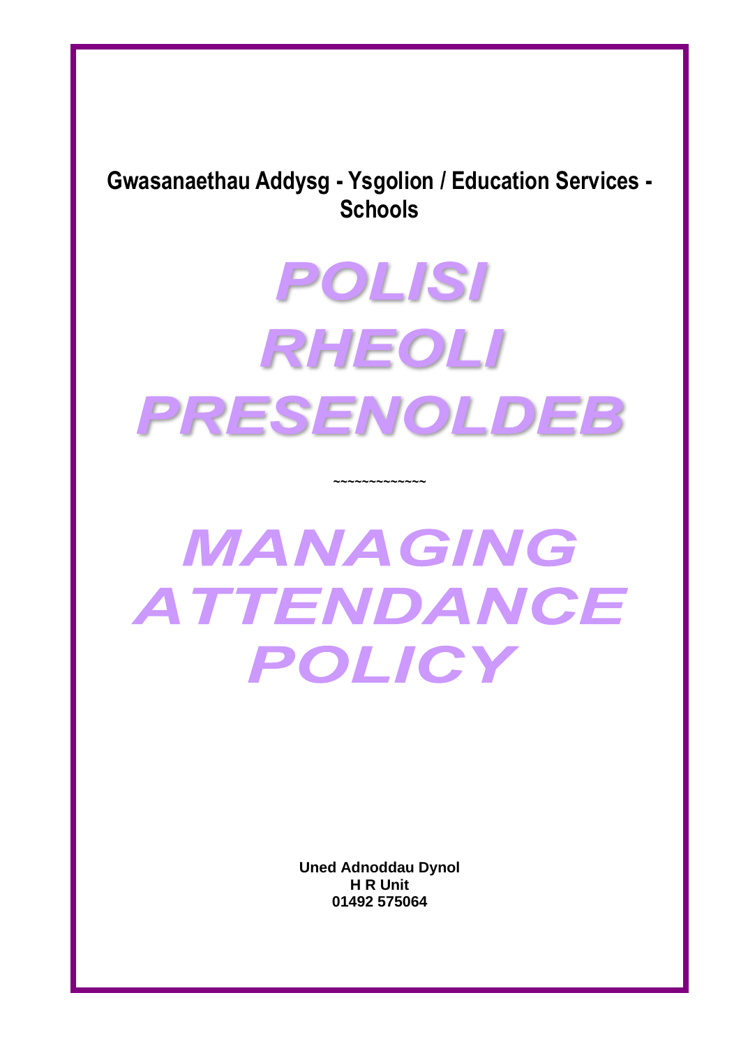**Gwasanaethau Addysg - Ysgolion / Education Services - Schools**

# POLISI RHEOLI PRESENOLDEB

~~~~~~~~~~~~~

# MANAGING ATTENDANCE POLICY

**Uned Adnoddau Dynol**
**H R Unit**
**01492 575064**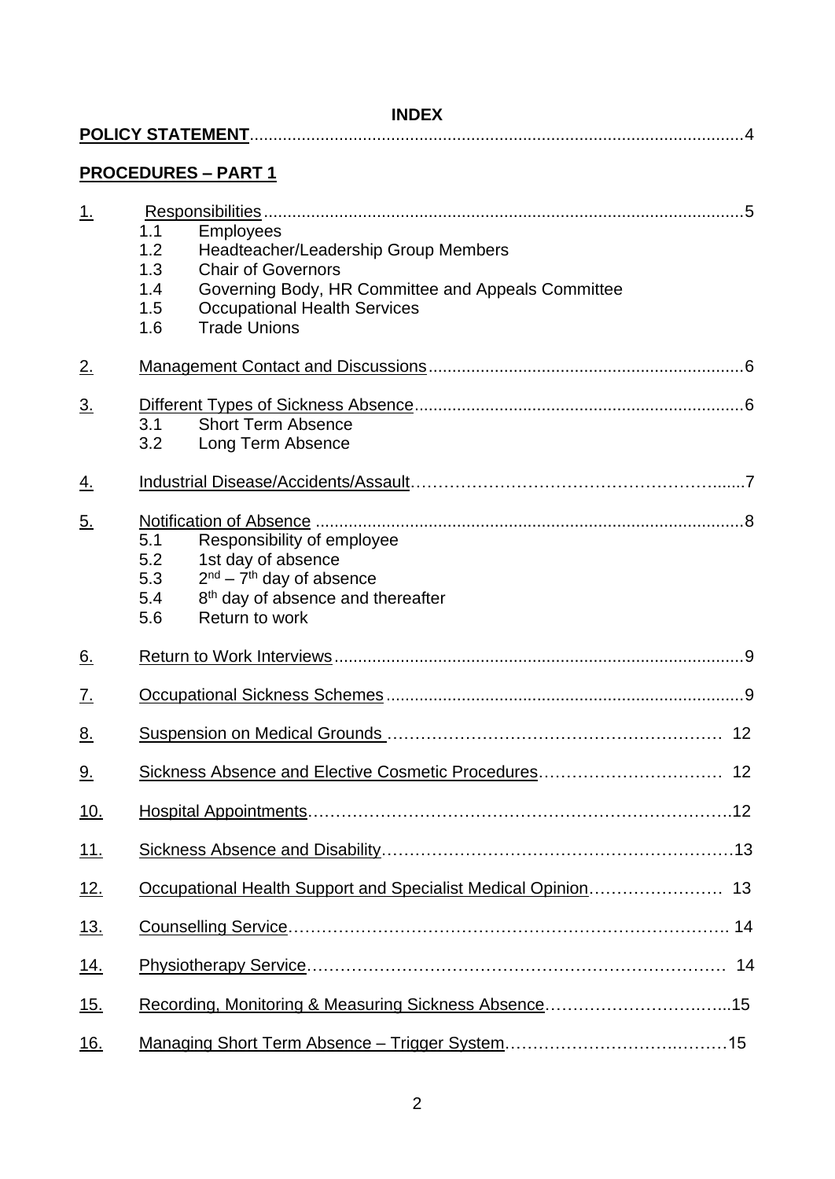# INDEX

**POLICY STATEMENT**........................................................................................................4

**PROCEDURES – PART 1**

1. Responsibilities.....................................................................................................5
   - 1.1 Employees
   - 1.2 Headteacher/Leadership Group Members
   - 1.3 Chair of Governors
   - 1.4 Governing Body, HR Committee and Appeals Committee
   - 1.5 Occupational Health Services
   - 1.6 Trade Unions

2. Management Contact and Discussions..................................................................6

3. Different Types of Sickness Absence.....................................................................6
   - 3.1 Short Term Absence
   - 3.2 Long Term Absence

4. Industrial Disease/Accidents/Assault………………………………………………......7

5. Notification of Absence ..........................................................................................8
   - 5.1 Responsibility of employee
   - 5.2 1st day of absence
   - 5.3 2nd – 7th day of absence
   - 5.4 8th day of absence and thereafter
   - 5.6 Return to work

6. Return to Work Interviews......................................................................................9

7. Occupational Sickness Schemes...........................................................................9

8. Suspension on Medical Grounds …………………………………………………. 12

9. Sickness Absence and Elective Cosmetic Procedures…………………………… 12

10. Hospital Appointments……………………………………………………………….12

11. Sickness Absence and Disability…………………………………………………….13

12. Occupational Health Support and Specialist Medical Opinion…………………… 13

13. Counselling Service………………………………………………………………… 14

14. Physiotherapy Service……………………………………………………………… 14

15. Recording, Monitoring & Measuring Sickness Absence…………………….……..15

16. Managing Short Term Absence – Trigger System………………………….………15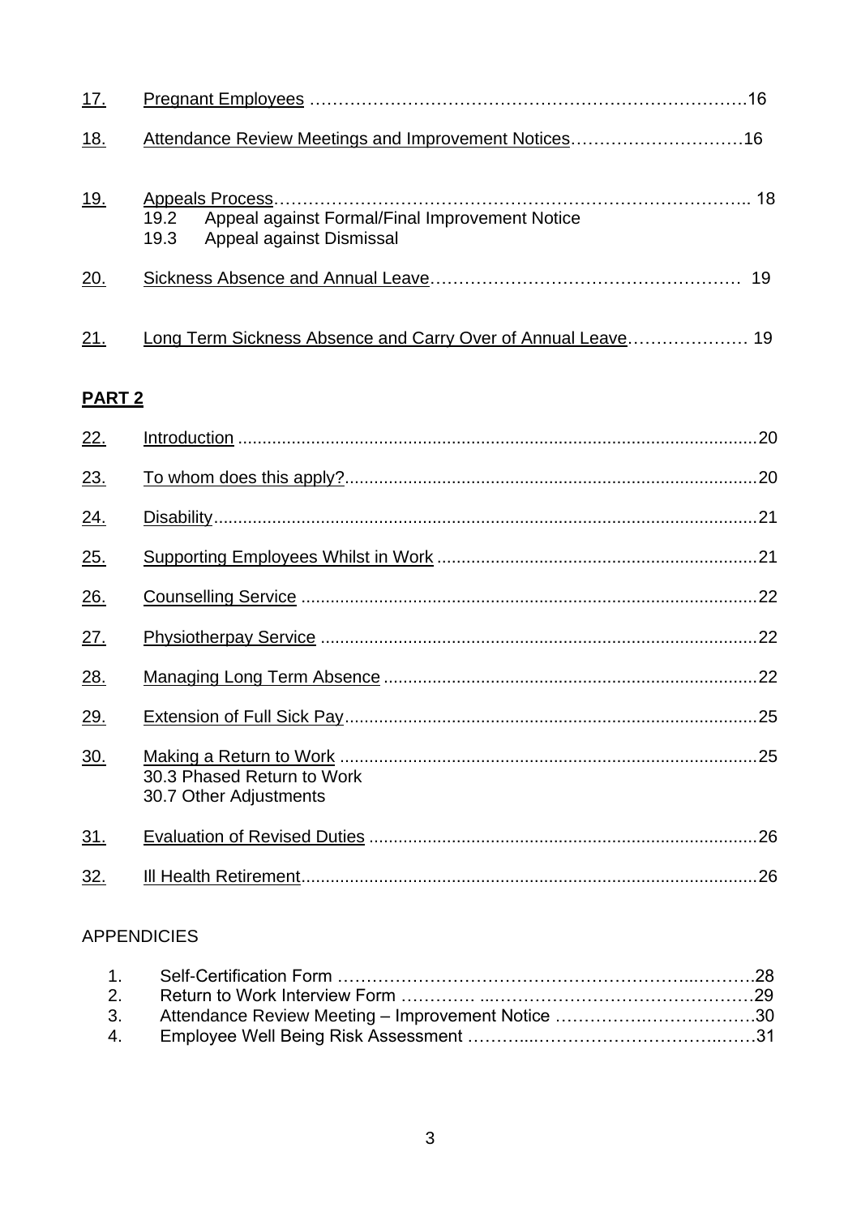17. Pregnant Employees ……………………………………………………………….16

18. Attendance Review Meetings and Improvement Notices…………………………16

19. Appeals Process……………………………………………………………………….. 18
    - 19.2 Appeal against Formal/Final Improvement Notice
    - 19.3 Appeal against Dismissal

20. Sickness Absence and Annual Leave……………………………………………… 19

21. Long Term Sickness Absence and Carry Over of Annual Leave………………… 19

**PART 2**

22. Introduction ..........................................................................................................20

23. To whom does this apply?....................................................................................20

24. Disability...............................................................................................................21

25. Supporting Employees Whilst in Work .................................................................21

26. Counselling Service .............................................................................................22

27. Physiotherpay Service .........................................................................................22

28. Managing Long Term Absence ............................................................................22

29. Extension of Full Sick Pay....................................................................................25

30. Making a Return to Work .....................................................................................25
    - 30.3 Phased Return to Work
    - 30.7 Other Adjustments

31. Evaluation of Revised Duties ...............................................................................26

32. Ill Health Retirement.............................................................................................26

APPENDICIES

1. Self-Certification Form …………………………………………………...……….28
2. Return to Work Interview Form …………. ...……………………………………….29
3. Attendance Review Meeting – Improvement Notice …………….……………….30
4. Employee Well Being Risk Assessment ………...………………………...……31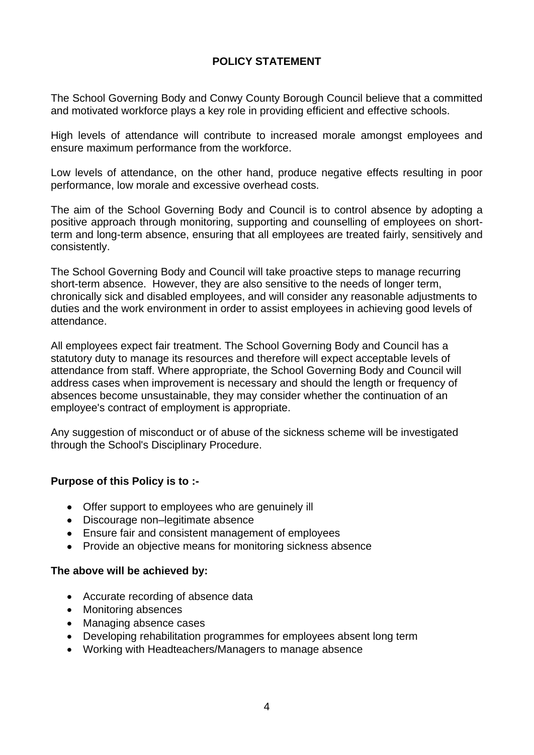# POLICY STATEMENT

The School Governing Body and Conwy County Borough Council believe that a committed and motivated workforce plays a key role in providing efficient and effective schools.

High levels of attendance will contribute to increased morale amongst employees and ensure maximum performance from the workforce.

Low levels of attendance, on the other hand, produce negative effects resulting in poor performance, low morale and excessive overhead costs.

The aim of the School Governing Body and Council is to control absence by adopting a positive approach through monitoring, supporting and counselling of employees on short-term and long-term absence, ensuring that all employees are treated fairly, sensitively and consistently.

The School Governing Body and Council will take proactive steps to manage recurring short-term absence. However, they are also sensitive to the needs of longer term, chronically sick and disabled employees, and will consider any reasonable adjustments to duties and the work environment in order to assist employees in achieving good levels of attendance.

All employees expect fair treatment. The School Governing Body and Council has a statutory duty to manage its resources and therefore will expect acceptable levels of attendance from staff. Where appropriate, the School Governing Body and Council will address cases when improvement is necessary and should the length or frequency of absences become unsustainable, they may consider whether the continuation of an employee's contract of employment is appropriate.

Any suggestion of misconduct or of abuse of the sickness scheme will be investigated through the School's Disciplinary Procedure.

**Purpose of this Policy is to :-**

- Offer support to employees who are genuinely ill
- Discourage non–legitimate absence
- Ensure fair and consistent management of employees
- Provide an objective means for monitoring sickness absence

**The above will be achieved by:**

- Accurate recording of absence data
- Monitoring absences
- Managing absence cases
- Developing rehabilitation programmes for employees absent long term
- Working with Headteachers/Managers to manage absence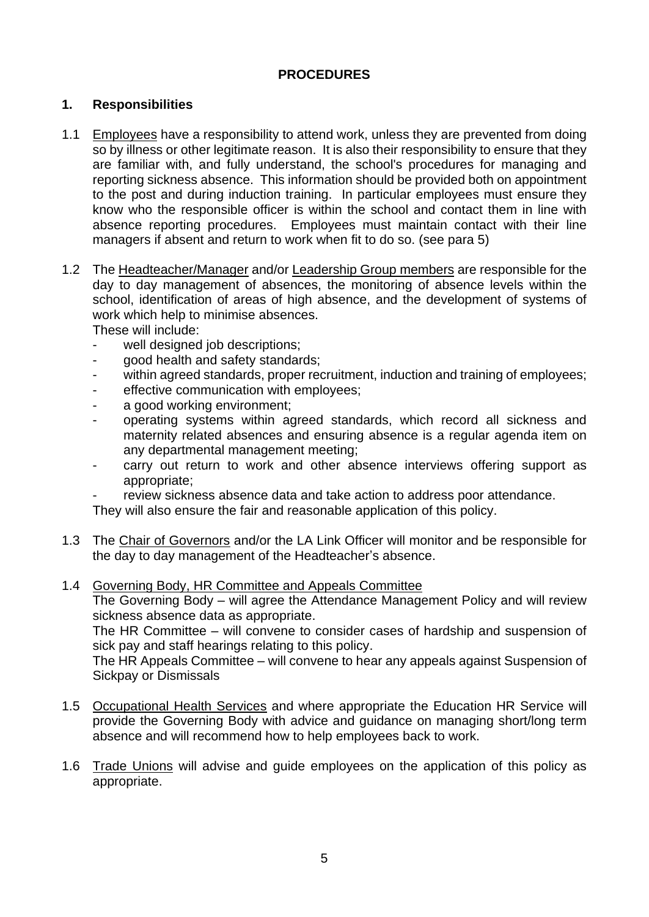# PROCEDURES

## 1. Responsibilities

1.1 Employees have a responsibility to attend work, unless they are prevented from doing so by illness or other legitimate reason. It is also their responsibility to ensure that they are familiar with, and fully understand, the school's procedures for managing and reporting sickness absence. This information should be provided both on appointment to the post and during induction training. In particular employees must ensure they know who the responsible officer is within the school and contact them in line with absence reporting procedures. Employees must maintain contact with their line managers if absent and return to work when fit to do so. (see para 5)

1.2 The Headteacher/Manager and/or Leadership Group members are responsible for the day to day management of absences, the monitoring of absence levels within the school, identification of areas of high absence, and the development of systems of work which help to minimise absences.
These will include:
- well designed job descriptions;
- good health and safety standards;
- within agreed standards, proper recruitment, induction and training of employees;
- effective communication with employees;
- a good working environment;
- operating systems within agreed standards, which record all sickness and maternity related absences and ensuring absence is a regular agenda item on any departmental management meeting;
- carry out return to work and other absence interviews offering support as appropriate;
- review sickness absence data and take action to address poor attendance.

They will also ensure the fair and reasonable application of this policy.

1.3 The Chair of Governors and/or the LA Link Officer will monitor and be responsible for the day to day management of the Headteacher's absence.

1.4 Governing Body, HR Committee and Appeals Committee
The Governing Body – will agree the Attendance Management Policy and will review sickness absence data as appropriate.
The HR Committee – will convene to consider cases of hardship and suspension of sick pay and staff hearings relating to this policy.
The HR Appeals Committee – will convene to hear any appeals against Suspension of Sickpay or Dismissals

1.5 Occupational Health Services and where appropriate the Education HR Service will provide the Governing Body with advice and guidance on managing short/long term absence and will recommend how to help employees back to work.

1.6 Trade Unions will advise and guide employees on the application of this policy as appropriate.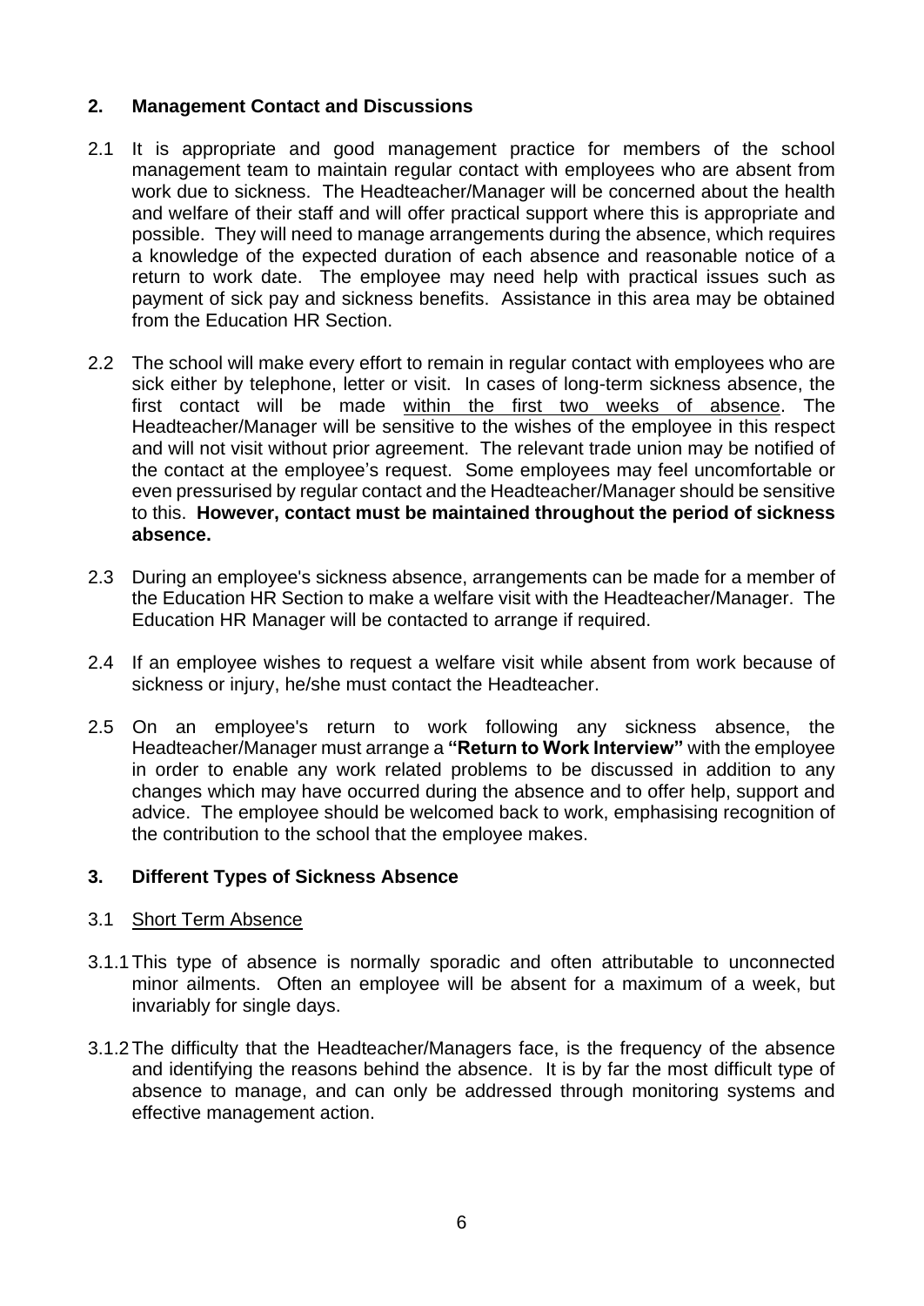## 2. Management Contact and Discussions

2.1 It is appropriate and good management practice for members of the school management team to maintain regular contact with employees who are absent from work due to sickness. The Headteacher/Manager will be concerned about the health and welfare of their staff and will offer practical support where this is appropriate and possible. They will need to manage arrangements during the absence, which requires a knowledge of the expected duration of each absence and reasonable notice of a return to work date. The employee may need help with practical issues such as payment of sick pay and sickness benefits. Assistance in this area may be obtained from the Education HR Section.

2.2 The school will make every effort to remain in regular contact with employees who are sick either by telephone, letter or visit. In cases of long-term sickness absence, the first contact will be made within the first two weeks of absence. The Headteacher/Manager will be sensitive to the wishes of the employee in this respect and will not visit without prior agreement. The relevant trade union may be notified of the contact at the employee's request. Some employees may feel uncomfortable or even pressurised by regular contact and the Headteacher/Manager should be sensitive to this. **However, contact must be maintained throughout the period of sickness absence.**

2.3 During an employee's sickness absence, arrangements can be made for a member of the Education HR Section to make a welfare visit with the Headteacher/Manager. The Education HR Manager will be contacted to arrange if required.

2.4 If an employee wishes to request a welfare visit while absent from work because of sickness or injury, he/she must contact the Headteacher.

2.5 On an employee's return to work following any sickness absence, the Headteacher/Manager must arrange a **"Return to Work Interview"** with the employee in order to enable any work related problems to be discussed in addition to any changes which may have occurred during the absence and to offer help, support and advice. The employee should be welcomed back to work, emphasising recognition of the contribution to the school that the employee makes.

## 3. Different Types of Sickness Absence

3.1 Short Term Absence

3.1.1 This type of absence is normally sporadic and often attributable to unconnected minor ailments. Often an employee will be absent for a maximum of a week, but invariably for single days.

3.1.2 The difficulty that the Headteacher/Managers face, is the frequency of the absence and identifying the reasons behind the absence. It is by far the most difficult type of absence to manage, and can only be addressed through monitoring systems and effective management action.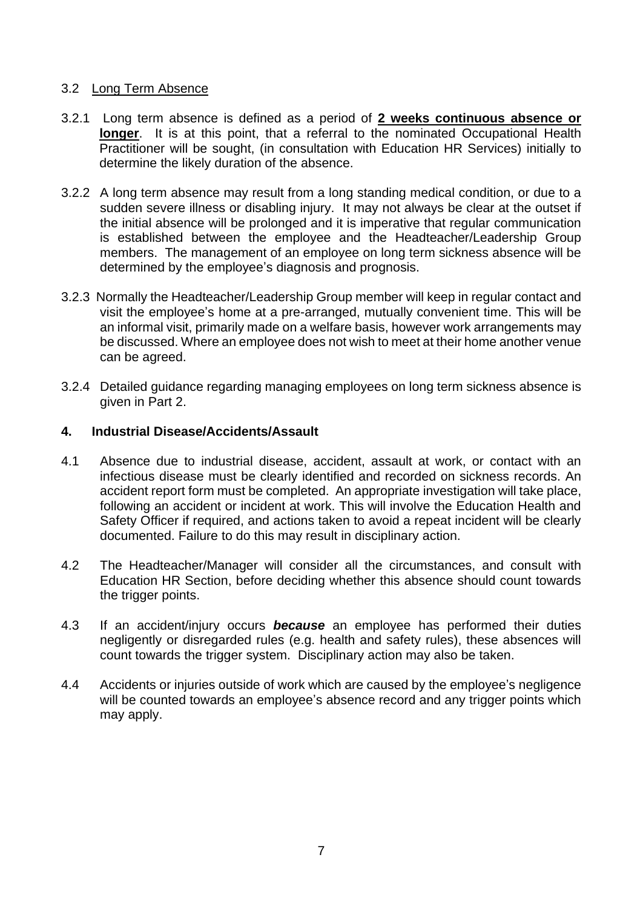### 3.2 Long Term Absence

3.2.1 Long term absence is defined as a period of **2 weeks continuous absence or longer**. It is at this point, that a referral to the nominated Occupational Health Practitioner will be sought, (in consultation with Education HR Services) initially to determine the likely duration of the absence.

3.2.2 A long term absence may result from a long standing medical condition, or due to a sudden severe illness or disabling injury. It may not always be clear at the outset if the initial absence will be prolonged and it is imperative that regular communication is established between the employee and the Headteacher/Leadership Group members. The management of an employee on long term sickness absence will be determined by the employee's diagnosis and prognosis.

3.2.3 Normally the Headteacher/Leadership Group member will keep in regular contact and visit the employee's home at a pre-arranged, mutually convenient time. This will be an informal visit, primarily made on a welfare basis, however work arrangements may be discussed. Where an employee does not wish to meet at their home another venue can be agreed.

3.2.4 Detailed guidance regarding managing employees on long term sickness absence is given in Part 2.

## 4. Industrial Disease/Accidents/Assault

4.1 Absence due to industrial disease, accident, assault at work, or contact with an infectious disease must be clearly identified and recorded on sickness records. An accident report form must be completed. An appropriate investigation will take place, following an accident or incident at work. This will involve the Education Health and Safety Officer if required, and actions taken to avoid a repeat incident will be clearly documented. Failure to do this may result in disciplinary action.

4.2 The Headteacher/Manager will consider all the circumstances, and consult with Education HR Section, before deciding whether this absence should count towards the trigger points.

4.3 If an accident/injury occurs ***because*** an employee has performed their duties negligently or disregarded rules (e.g. health and safety rules), these absences will count towards the trigger system. Disciplinary action may also be taken.

4.4 Accidents or injuries outside of work which are caused by the employee's negligence will be counted towards an employee's absence record and any trigger points which may apply.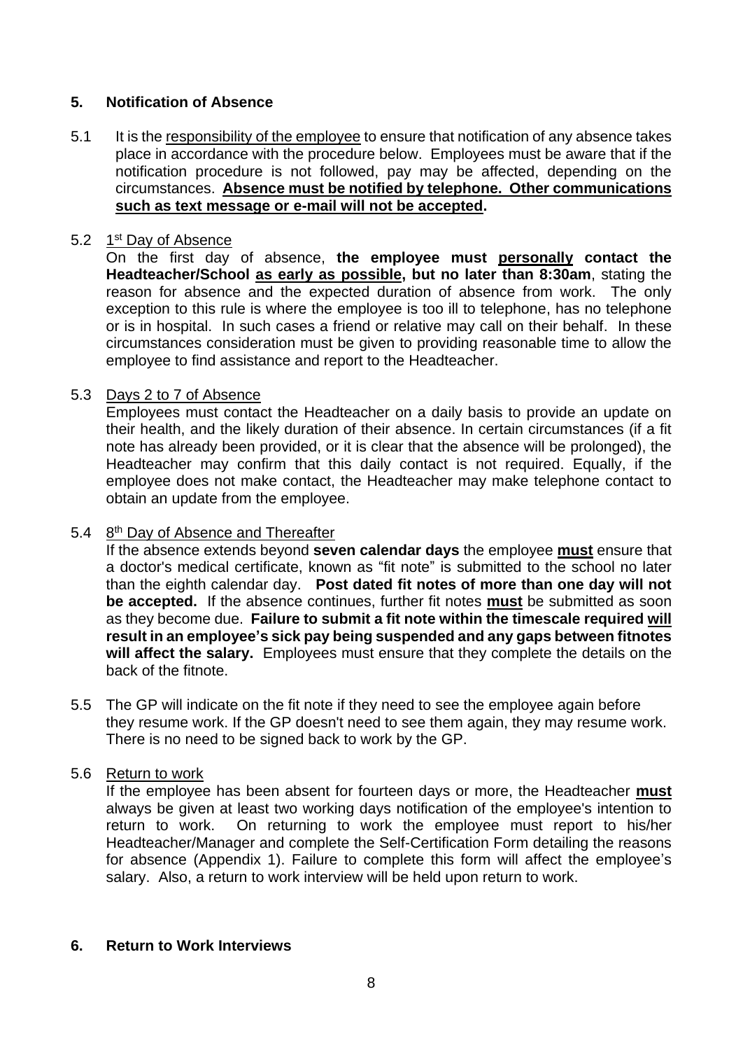## 5. Notification of Absence

5.1 It is the responsibility of the employee to ensure that notification of any absence takes place in accordance with the procedure below. Employees must be aware that if the notification procedure is not followed, pay may be affected, depending on the circumstances. **Absence must be notified by telephone. Other communications such as text message or e-mail will not be accepted.**

5.2 1st Day of Absence

On the first day of absence, **the employee must personally contact the Headteacher/School as early as possible, but no later than 8:30am**, stating the reason for absence and the expected duration of absence from work. The only exception to this rule is where the employee is too ill to telephone, has no telephone or is in hospital. In such cases a friend or relative may call on their behalf. In these circumstances consideration must be given to providing reasonable time to allow the employee to find assistance and report to the Headteacher.

5.3 Days 2 to 7 of Absence

Employees must contact the Headteacher on a daily basis to provide an update on their health, and the likely duration of their absence. In certain circumstances (if a fit note has already been provided, or it is clear that the absence will be prolonged), the Headteacher may confirm that this daily contact is not required. Equally, if the employee does not make contact, the Headteacher may make telephone contact to obtain an update from the employee.

5.4 8th Day of Absence and Thereafter

If the absence extends beyond **seven calendar days** the employee **must** ensure that a doctor's medical certificate, known as "fit note" is submitted to the school no later than the eighth calendar day. **Post dated fit notes of more than one day will not be accepted.** If the absence continues, further fit notes **must** be submitted as soon as they become due. **Failure to submit a fit note within the timescale required will result in an employee's sick pay being suspended and any gaps between fitnotes will affect the salary.** Employees must ensure that they complete the details on the back of the fitnote.

5.5 The GP will indicate on the fit note if they need to see the employee again before they resume work. If the GP doesn't need to see them again, they may resume work. There is no need to be signed back to work by the GP.

5.6 Return to work

If the employee has been absent for fourteen days or more, the Headteacher **must** always be given at least two working days notification of the employee's intention to return to work. On returning to work the employee must report to his/her Headteacher/Manager and complete the Self-Certification Form detailing the reasons for absence (Appendix 1). Failure to complete this form will affect the employee's salary. Also, a return to work interview will be held upon return to work.

## 6. Return to Work Interviews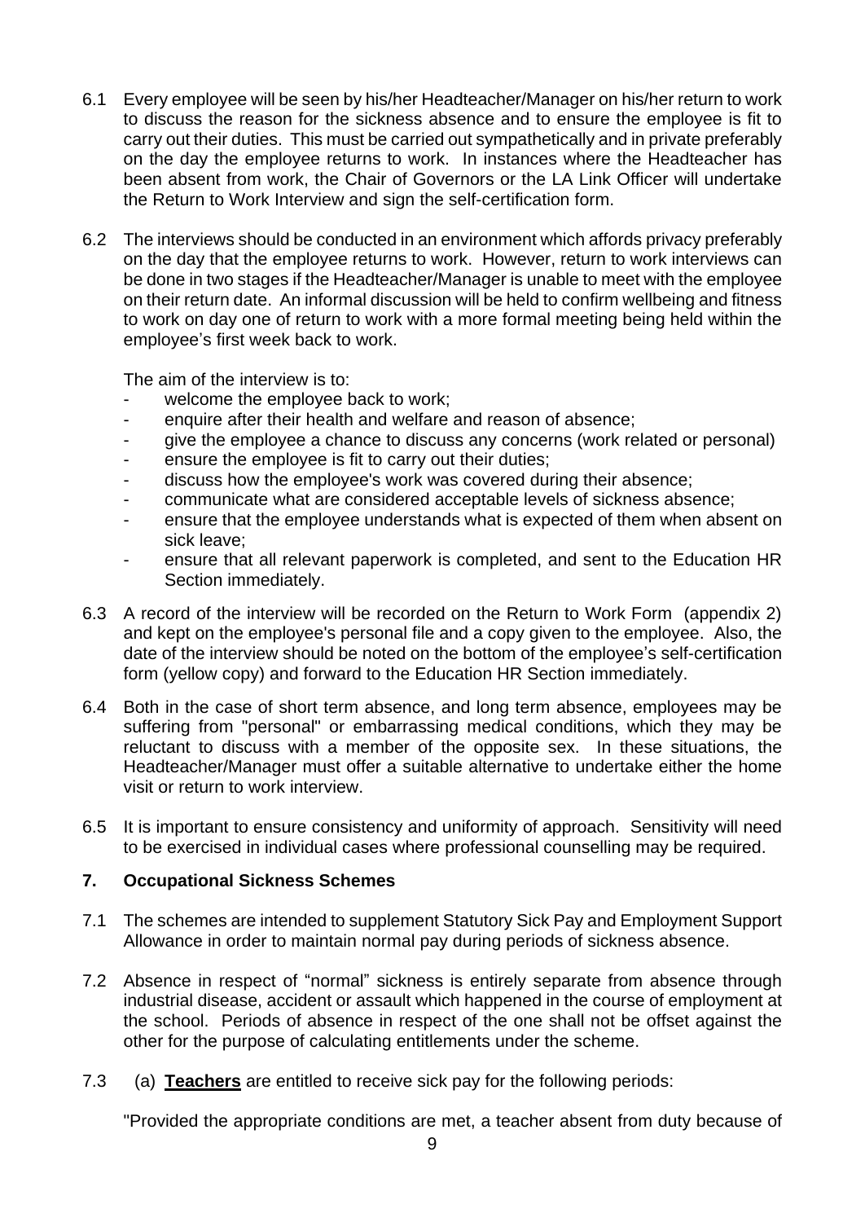6.1 Every employee will be seen by his/her Headteacher/Manager on his/her return to work to discuss the reason for the sickness absence and to ensure the employee is fit to carry out their duties. This must be carried out sympathetically and in private preferably on the day the employee returns to work. In instances where the Headteacher has been absent from work, the Chair of Governors or the LA Link Officer will undertake the Return to Work Interview and sign the self-certification form.

6.2 The interviews should be conducted in an environment which affords privacy preferably on the day that the employee returns to work. However, return to work interviews can be done in two stages if the Headteacher/Manager is unable to meet with the employee on their return date. An informal discussion will be held to confirm wellbeing and fitness to work on day one of return to work with a more formal meeting being held within the employee's first week back to work.

The aim of the interview is to:

- welcome the employee back to work;
- enquire after their health and welfare and reason of absence;
- give the employee a chance to discuss any concerns (work related or personal)
- ensure the employee is fit to carry out their duties;
- discuss how the employee's work was covered during their absence;
- communicate what are considered acceptable levels of sickness absence;
- ensure that the employee understands what is expected of them when absent on sick leave;
- ensure that all relevant paperwork is completed, and sent to the Education HR Section immediately.

6.3 A record of the interview will be recorded on the Return to Work Form (appendix 2) and kept on the employee's personal file and a copy given to the employee. Also, the date of the interview should be noted on the bottom of the employee's self-certification form (yellow copy) and forward to the Education HR Section immediately.

6.4 Both in the case of short term absence, and long term absence, employees may be suffering from "personal" or embarrassing medical conditions, which they may be reluctant to discuss with a member of the opposite sex. In these situations, the Headteacher/Manager must offer a suitable alternative to undertake either the home visit or return to work interview.

6.5 It is important to ensure consistency and uniformity of approach. Sensitivity will need to be exercised in individual cases where professional counselling may be required.

## 7. Occupational Sickness Schemes

7.1 The schemes are intended to supplement Statutory Sick Pay and Employment Support Allowance in order to maintain normal pay during periods of sickness absence.

7.2 Absence in respect of "normal" sickness is entirely separate from absence through industrial disease, accident or assault which happened in the course of employment at the school. Periods of absence in respect of the one shall not be offset against the other for the purpose of calculating entitlements under the scheme.

7.3 (a) **Teachers** are entitled to receive sick pay for the following periods:

"Provided the appropriate conditions are met, a teacher absent from duty because of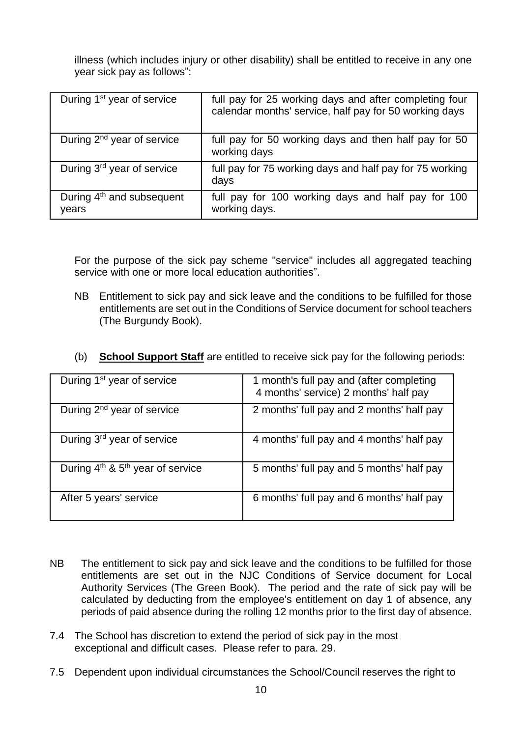illness (which includes injury or other disability) shall be entitled to receive in any one year sick pay as follows":

| | |
|---|---|
| During 1st year of service | full pay for 25 working days and after completing four calendar months' service, half pay for 50 working days |
| During 2nd year of service | full pay for 50 working days and then half pay for 50 working days |
| During 3rd year of service | full pay for 75 working days and half pay for 75 working days |
| During 4th and subsequent years | full pay for 100 working days and half pay for 100 working days. |

For the purpose of the sick pay scheme "service" includes all aggregated teaching service with one or more local education authorities".

NB Entitlement to sick pay and sick leave and the conditions to be fulfilled for those entitlements are set out in the Conditions of Service document for school teachers (The Burgundy Book).

(b) **School Support Staff** are entitled to receive sick pay for the following periods:

| | |
|---|---|
| During 1st year of service | 1 month's full pay and (after completing 4 months' service) 2 months' half pay |
| During 2nd year of service | 2 months' full pay and 2 months' half pay |
| During 3rd year of service | 4 months' full pay and 4 months' half pay |
| During 4th & 5th year of service | 5 months' full pay and 5 months' half pay |
| After 5 years' service | 6 months' full pay and 6 months' half pay |

NB The entitlement to sick pay and sick leave and the conditions to be fulfilled for those entitlements are set out in the NJC Conditions of Service document for Local Authority Services (The Green Book). The period and the rate of sick pay will be calculated by deducting from the employee's entitlement on day 1 of absence, any periods of paid absence during the rolling 12 months prior to the first day of absence.

7.4 The School has discretion to extend the period of sick pay in the most exceptional and difficult cases. Please refer to para. 29.

7.5 Dependent upon individual circumstances the School/Council reserves the right to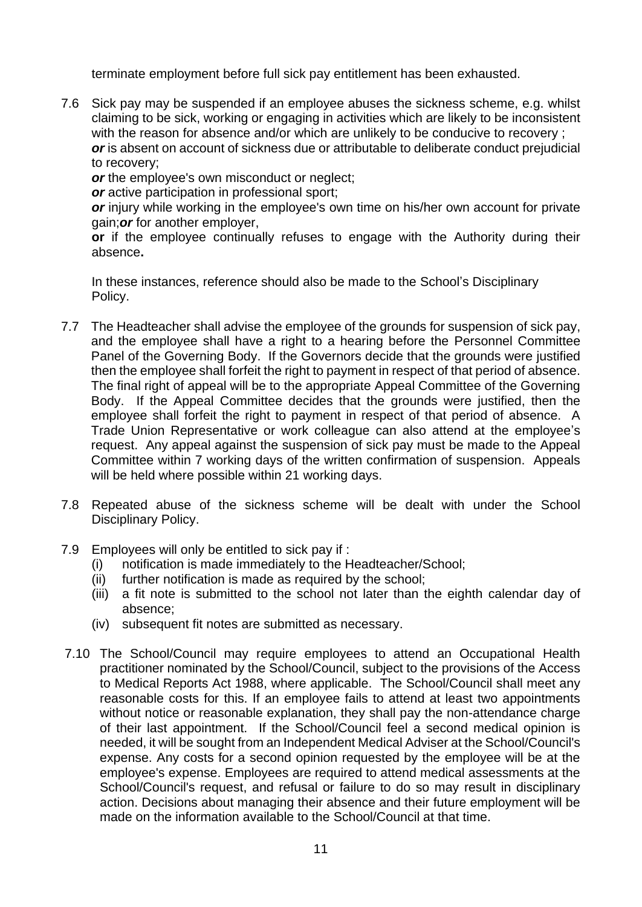terminate employment before full sick pay entitlement has been exhausted.

7.6 Sick pay may be suspended if an employee abuses the sickness scheme, e.g. whilst claiming to be sick, working or engaging in activities which are likely to be inconsistent with the reason for absence and/or which are unlikely to be conducive to recovery ;
***or*** is absent on account of sickness due or attributable to deliberate conduct prejudicial to recovery;
***or*** the employee's own misconduct or neglect;
***or*** active participation in professional sport;
***or*** injury while working in the employee's own time on his/her own account for private gain;***or*** for another employer,
**or** if the employee continually refuses to engage with the Authority during their absence**.**

In these instances, reference should also be made to the School's Disciplinary Policy.

7.7 The Headteacher shall advise the employee of the grounds for suspension of sick pay, and the employee shall have a right to a hearing before the Personnel Committee Panel of the Governing Body. If the Governors decide that the grounds were justified then the employee shall forfeit the right to payment in respect of that period of absence. The final right of appeal will be to the appropriate Appeal Committee of the Governing Body. If the Appeal Committee decides that the grounds were justified, then the employee shall forfeit the right to payment in respect of that period of absence. A Trade Union Representative or work colleague can also attend at the employee's request. Any appeal against the suspension of sick pay must be made to the Appeal Committee within 7 working days of the written confirmation of suspension. Appeals will be held where possible within 21 working days.

7.8 Repeated abuse of the sickness scheme will be dealt with under the School Disciplinary Policy.

7.9 Employees will only be entitled to sick pay if :
   (i) notification is made immediately to the Headteacher/School;
   (ii) further notification is made as required by the school;
   (iii) a fit note is submitted to the school not later than the eighth calendar day of absence;
   (iv) subsequent fit notes are submitted as necessary.

7.10 The School/Council may require employees to attend an Occupational Health practitioner nominated by the School/Council, subject to the provisions of the Access to Medical Reports Act 1988, where applicable. The School/Council shall meet any reasonable costs for this. If an employee fails to attend at least two appointments without notice or reasonable explanation, they shall pay the non-attendance charge of their last appointment. If the School/Council feel a second medical opinion is needed, it will be sought from an Independent Medical Adviser at the School/Council's expense. Any costs for a second opinion requested by the employee will be at the employee's expense. Employees are required to attend medical assessments at the School/Council's request, and refusal or failure to do so may result in disciplinary action. Decisions about managing their absence and their future employment will be made on the information available to the School/Council at that time.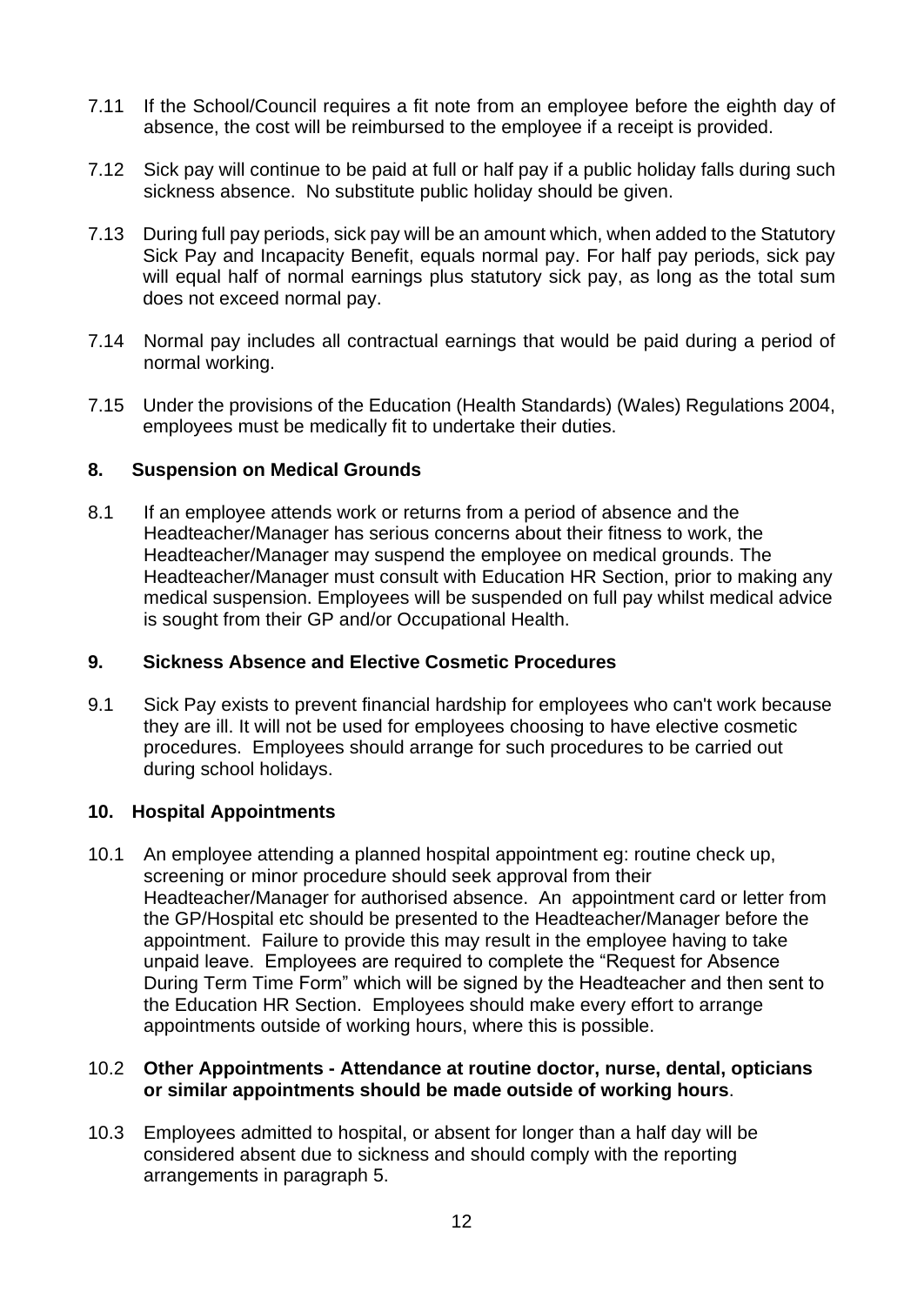7.11 If the School/Council requires a fit note from an employee before the eighth day of absence, the cost will be reimbursed to the employee if a receipt is provided.

7.12 Sick pay will continue to be paid at full or half pay if a public holiday falls during such sickness absence. No substitute public holiday should be given.

7.13 During full pay periods, sick pay will be an amount which, when added to the Statutory Sick Pay and Incapacity Benefit, equals normal pay. For half pay periods, sick pay will equal half of normal earnings plus statutory sick pay, as long as the total sum does not exceed normal pay.

7.14 Normal pay includes all contractual earnings that would be paid during a period of normal working.

7.15 Under the provisions of the Education (Health Standards) (Wales) Regulations 2004, employees must be medically fit to undertake their duties.

## 8. Suspension on Medical Grounds

8.1 If an employee attends work or returns from a period of absence and the Headteacher/Manager has serious concerns about their fitness to work, the Headteacher/Manager may suspend the employee on medical grounds. The Headteacher/Manager must consult with Education HR Section, prior to making any medical suspension. Employees will be suspended on full pay whilst medical advice is sought from their GP and/or Occupational Health.

## 9. Sickness Absence and Elective Cosmetic Procedures

9.1 Sick Pay exists to prevent financial hardship for employees who can't work because they are ill. It will not be used for employees choosing to have elective cosmetic procedures. Employees should arrange for such procedures to be carried out during school holidays.

## 10. Hospital Appointments

10.1 An employee attending a planned hospital appointment eg: routine check up, screening or minor procedure should seek approval from their Headteacher/Manager for authorised absence. An appointment card or letter from the GP/Hospital etc should be presented to the Headteacher/Manager before the appointment. Failure to provide this may result in the employee having to take unpaid leave. Employees are required to complete the "Request for Absence During Term Time Form" which will be signed by the Headteacher and then sent to the Education HR Section. Employees should make every effort to arrange appointments outside of working hours, where this is possible.

10.2 **Other Appointments - Attendance at routine doctor, nurse, dental, opticians or similar appointments should be made outside of working hours**.

10.3 Employees admitted to hospital, or absent for longer than a half day will be considered absent due to sickness and should comply with the reporting arrangements in paragraph 5.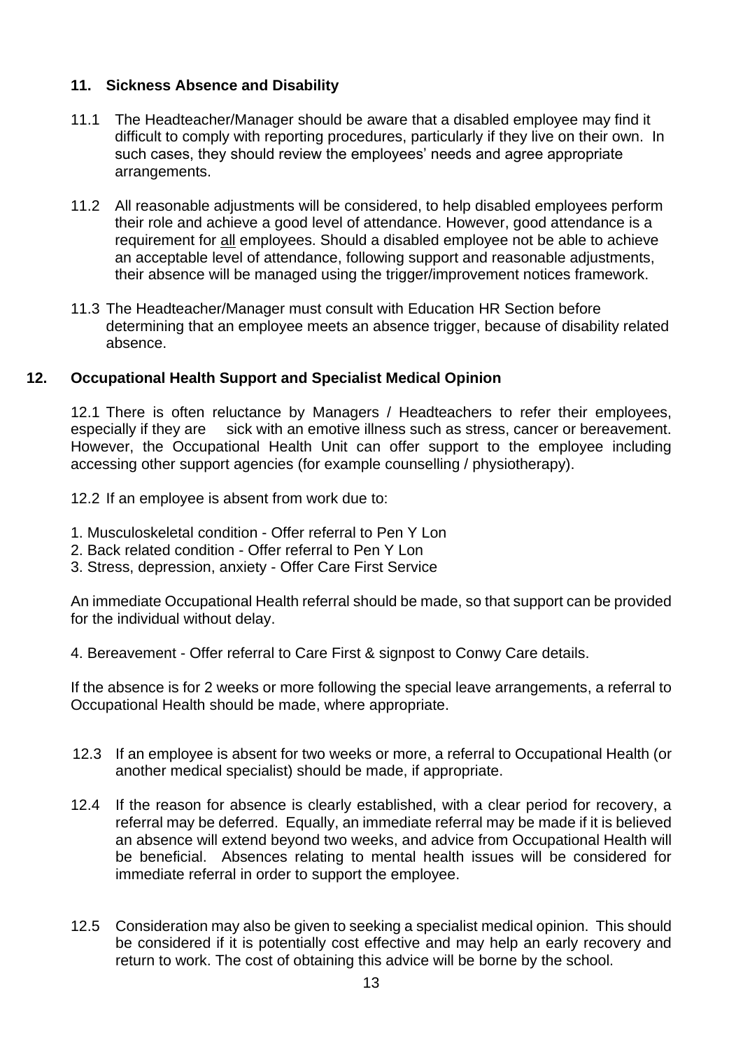## 11. Sickness Absence and Disability

11.1 The Headteacher/Manager should be aware that a disabled employee may find it difficult to comply with reporting procedures, particularly if they live on their own. In such cases, they should review the employees' needs and agree appropriate arrangements.

11.2 All reasonable adjustments will be considered, to help disabled employees perform their role and achieve a good level of attendance. However, good attendance is a requirement for <u>all</u> employees. Should a disabled employee not be able to achieve an acceptable level of attendance, following support and reasonable adjustments, their absence will be managed using the trigger/improvement notices framework.

11.3 The Headteacher/Manager must consult with Education HR Section before determining that an employee meets an absence trigger, because of disability related absence.

## 12. Occupational Health Support and Specialist Medical Opinion

12.1 There is often reluctance by Managers / Headteachers to refer their employees, especially if they are sick with an emotive illness such as stress, cancer or bereavement. However, the Occupational Health Unit can offer support to the employee including accessing other support agencies (for example counselling / physiotherapy).

12.2 If an employee is absent from work due to:

1. Musculoskeletal condition - Offer referral to Pen Y Lon
2. Back related condition - Offer referral to Pen Y Lon
3. Stress, depression, anxiety - Offer Care First Service

An immediate Occupational Health referral should be made, so that support can be provided for the individual without delay.

4. Bereavement - Offer referral to Care First & signpost to Conwy Care details.

If the absence is for 2 weeks or more following the special leave arrangements, a referral to Occupational Health should be made, where appropriate.

12.3 If an employee is absent for two weeks or more, a referral to Occupational Health (or another medical specialist) should be made, if appropriate.

12.4 If the reason for absence is clearly established, with a clear period for recovery, a referral may be deferred. Equally, an immediate referral may be made if it is believed an absence will extend beyond two weeks, and advice from Occupational Health will be beneficial. Absences relating to mental health issues will be considered for immediate referral in order to support the employee.

12.5 Consideration may also be given to seeking a specialist medical opinion. This should be considered if it is potentially cost effective and may help an early recovery and return to work. The cost of obtaining this advice will be borne by the school.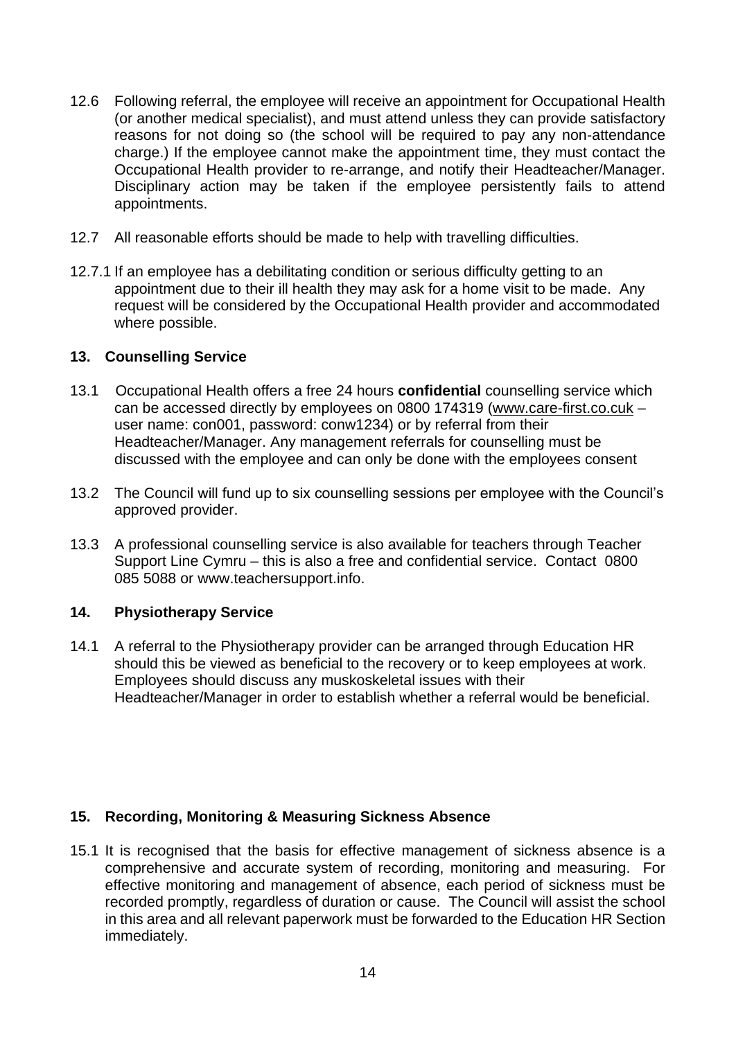12.6 Following referral, the employee will receive an appointment for Occupational Health (or another medical specialist), and must attend unless they can provide satisfactory reasons for not doing so (the school will be required to pay any non-attendance charge.) If the employee cannot make the appointment time, they must contact the Occupational Health provider to re-arrange, and notify their Headteacher/Manager. Disciplinary action may be taken if the employee persistently fails to attend appointments.

12.7 All reasonable efforts should be made to help with travelling difficulties.

12.7.1 If an employee has a debilitating condition or serious difficulty getting to an appointment due to their ill health they may ask for a home visit to be made. Any request will be considered by the Occupational Health provider and accommodated where possible.

## 13. Counselling Service

13.1 Occupational Health offers a free 24 hours **confidential** counselling service which can be accessed directly by employees on 0800 174319 (www.care-first.co.cuk – user name: con001, password: conw1234) or by referral from their Headteacher/Manager. Any management referrals for counselling must be discussed with the employee and can only be done with the employees consent

13.2 The Council will fund up to six counselling sessions per employee with the Council's approved provider.

13.3 A professional counselling service is also available for teachers through Teacher Support Line Cymru – this is also a free and confidential service. Contact 0800 085 5088 or www.teachersupport.info.

## 14. Physiotherapy Service

14.1 A referral to the Physiotherapy provider can be arranged through Education HR should this be viewed as beneficial to the recovery or to keep employees at work. Employees should discuss any muskoskeletal issues with their Headteacher/Manager in order to establish whether a referral would be beneficial.

## 15. Recording, Monitoring & Measuring Sickness Absence

15.1 It is recognised that the basis for effective management of sickness absence is a comprehensive and accurate system of recording, monitoring and measuring. For effective monitoring and management of absence, each period of sickness must be recorded promptly, regardless of duration or cause. The Council will assist the school in this area and all relevant paperwork must be forwarded to the Education HR Section immediately.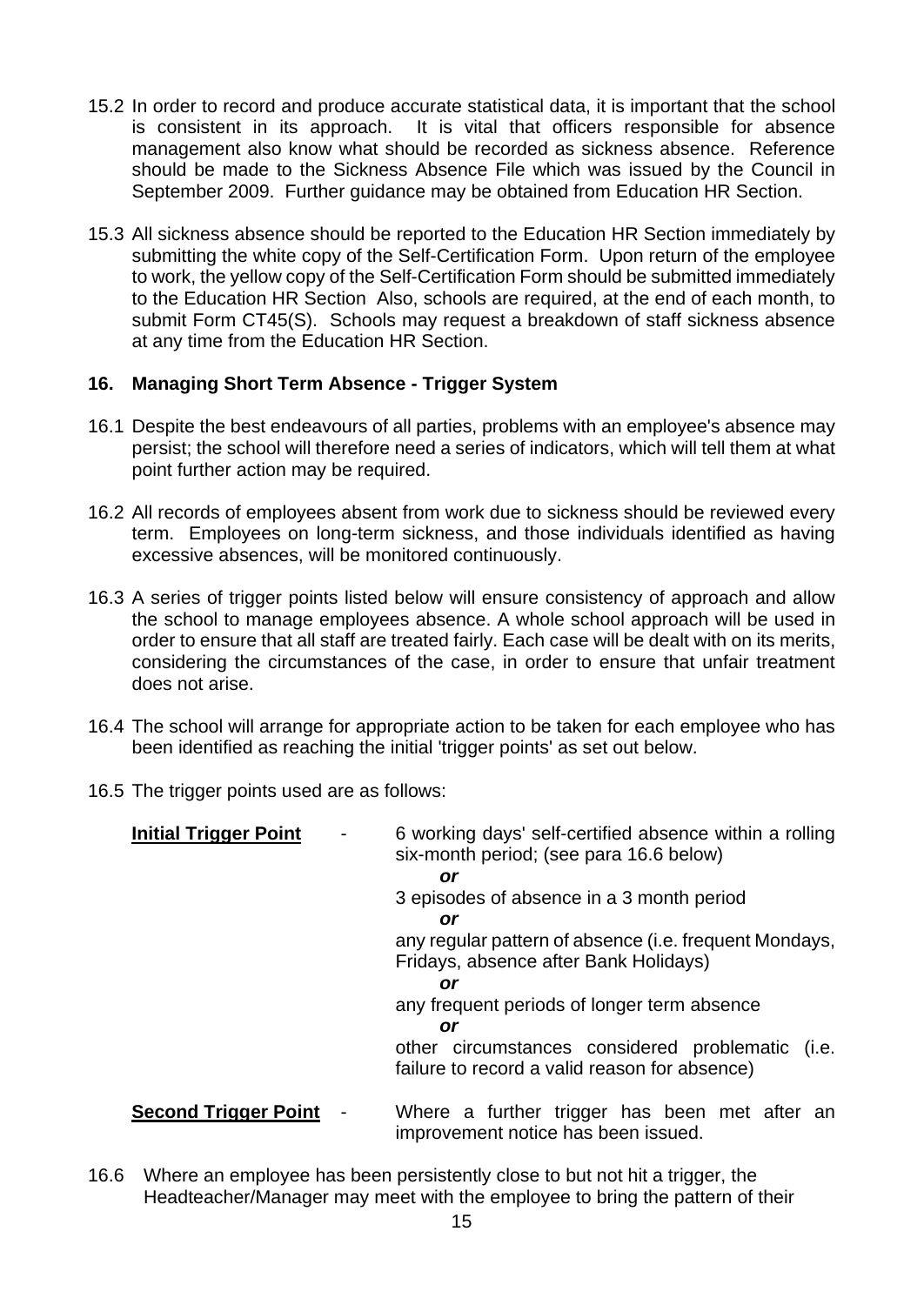15.2 In order to record and produce accurate statistical data, it is important that the school is consistent in its approach. It is vital that officers responsible for absence management also know what should be recorded as sickness absence. Reference should be made to the Sickness Absence File which was issued by the Council in September 2009. Further guidance may be obtained from Education HR Section.

15.3 All sickness absence should be reported to the Education HR Section immediately by submitting the white copy of the Self-Certification Form. Upon return of the employee to work, the yellow copy of the Self-Certification Form should be submitted immediately to the Education HR Section Also, schools are required, at the end of each month, to submit Form CT45(S). Schools may request a breakdown of staff sickness absence at any time from the Education HR Section.

## 16. Managing Short Term Absence - Trigger System

16.1 Despite the best endeavours of all parties, problems with an employee's absence may persist; the school will therefore need a series of indicators, which will tell them at what point further action may be required.

16.2 All records of employees absent from work due to sickness should be reviewed every term. Employees on long-term sickness, and those individuals identified as having excessive absences, will be monitored continuously.

16.3 A series of trigger points listed below will ensure consistency of approach and allow the school to manage employees absence. A whole school approach will be used in order to ensure that all staff are treated fairly. Each case will be dealt with on its merits, considering the circumstances of the case, in order to ensure that unfair treatment does not arise.

16.4 The school will arrange for appropriate action to be taken for each employee who has been identified as reaching the initial 'trigger points' as set out below.

16.5 The trigger points used are as follows:

**Initial Trigger Point** - 6 working days' self-certified absence within a rolling six-month period; (see para 16.6 below)

***or***

3 episodes of absence in a 3 month period

***or***

any regular pattern of absence (i.e. frequent Mondays, Fridays, absence after Bank Holidays)

***or***

any frequent periods of longer term absence

***or***

other circumstances considered problematic (i.e. failure to record a valid reason for absence)

**Second Trigger Point** - Where a further trigger has been met after an improvement notice has been issued.

16.6 Where an employee has been persistently close to but not hit a trigger, the Headteacher/Manager may meet with the employee to bring the pattern of their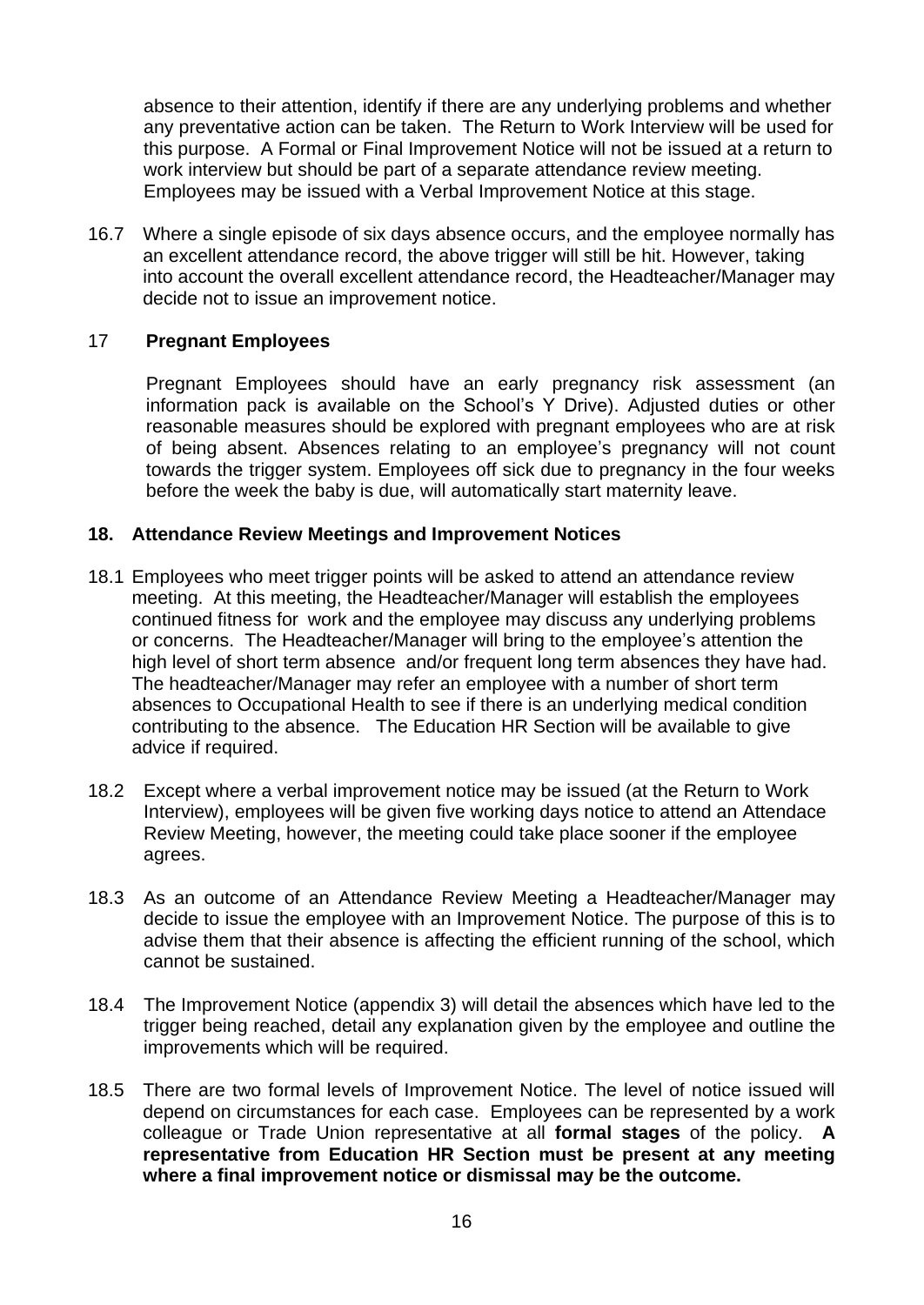absence to their attention, identify if there are any underlying problems and whether any preventative action can be taken. The Return to Work Interview will be used for this purpose. A Formal or Final Improvement Notice will not be issued at a return to work interview but should be part of a separate attendance review meeting. Employees may be issued with a Verbal Improvement Notice at this stage.

16.7 Where a single episode of six days absence occurs, and the employee normally has an excellent attendance record, the above trigger will still be hit. However, taking into account the overall excellent attendance record, the Headteacher/Manager may decide not to issue an improvement notice.

## 17 Pregnant Employees

Pregnant Employees should have an early pregnancy risk assessment (an information pack is available on the School's Y Drive). Adjusted duties or other reasonable measures should be explored with pregnant employees who are at risk of being absent. Absences relating to an employee's pregnancy will not count towards the trigger system. Employees off sick due to pregnancy in the four weeks before the week the baby is due, will automatically start maternity leave.

## 18. Attendance Review Meetings and Improvement Notices

18.1 Employees who meet trigger points will be asked to attend an attendance review meeting. At this meeting, the Headteacher/Manager will establish the employees continued fitness for work and the employee may discuss any underlying problems or concerns. The Headteacher/Manager will bring to the employee's attention the high level of short term absence and/or frequent long term absences they have had. The headteacher/Manager may refer an employee with a number of short term absences to Occupational Health to see if there is an underlying medical condition contributing to the absence. The Education HR Section will be available to give advice if required.

18.2 Except where a verbal improvement notice may be issued (at the Return to Work Interview), employees will be given five working days notice to attend an Attendace Review Meeting, however, the meeting could take place sooner if the employee agrees.

18.3 As an outcome of an Attendance Review Meeting a Headteacher/Manager may decide to issue the employee with an Improvement Notice. The purpose of this is to advise them that their absence is affecting the efficient running of the school, which cannot be sustained.

18.4 The Improvement Notice (appendix 3) will detail the absences which have led to the trigger being reached, detail any explanation given by the employee and outline the improvements which will be required.

18.5 There are two formal levels of Improvement Notice. The level of notice issued will depend on circumstances for each case. Employees can be represented by a work colleague or Trade Union representative at all **formal stages** of the policy. **A representative from Education HR Section must be present at any meeting where a final improvement notice or dismissal may be the outcome.**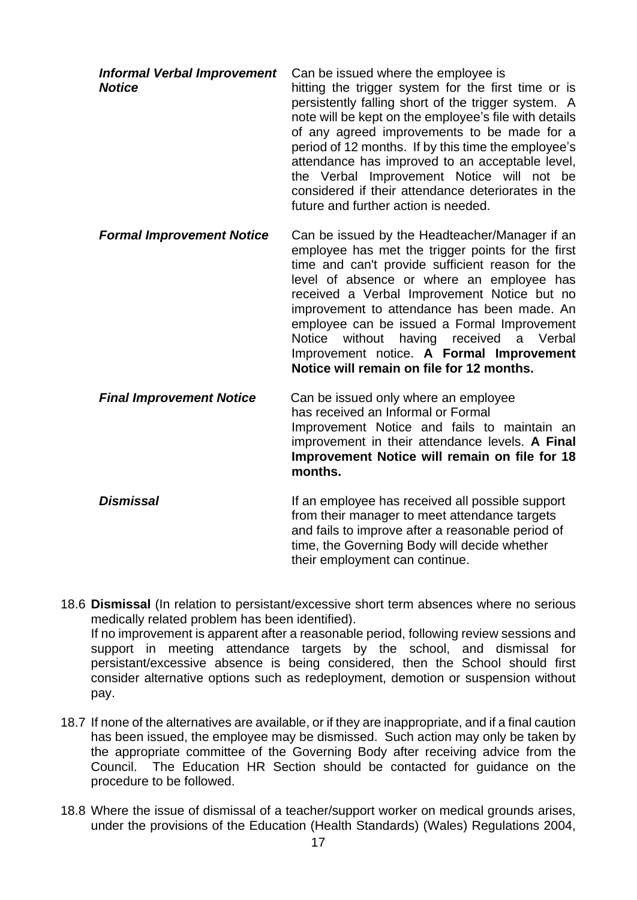| | |
|---|---|
| ***Informal Verbal Improvement Notice*** | Can be issued where the employee is hitting the trigger system for the first time or is persistently falling short of the trigger system. A note will be kept on the employee's file with details of any agreed improvements to be made for a period of 12 months. If by this time the employee's attendance has improved to an acceptable level, the Verbal Improvement Notice will not be considered if their attendance deteriorates in the future and further action is needed. |
| ***Formal Improvement Notice*** | Can be issued by the Headteacher/Manager if an employee has met the trigger points for the first time and can't provide sufficient reason for the level of absence or where an employee has received a Verbal Improvement Notice but no improvement to attendance has been made. An employee can be issued a Formal Improvement Notice without having received a Verbal Improvement notice. **A Formal Improvement Notice will remain on file for 12 months.** |
| ***Final Improvement Notice*** | Can be issued only where an employee has received an Informal or Formal Improvement Notice and fails to maintain an improvement in their attendance levels. **A Final Improvement Notice will remain on file for 18 months.** |
| ***Dismissal*** | If an employee has received all possible support from their manager to meet attendance targets and fails to improve after a reasonable period of time, the Governing Body will decide whether their employment can continue. |

18.6 **Dismissal** (In relation to persistant/excessive short term absences where no serious medically related problem has been identified).
If no improvement is apparent after a reasonable period, following review sessions and support in meeting attendance targets by the school, and dismissal for persistant/excessive absence is being considered, then the School should first consider alternative options such as redeployment, demotion or suspension without pay.

18.7 If none of the alternatives are available, or if they are inappropriate, and if a final caution has been issued, the employee may be dismissed. Such action may only be taken by the appropriate committee of the Governing Body after receiving advice from the Council. The Education HR Section should be contacted for guidance on the procedure to be followed.

18.8 Where the issue of dismissal of a teacher/support worker on medical grounds arises, under the provisions of the Education (Health Standards) (Wales) Regulations 2004,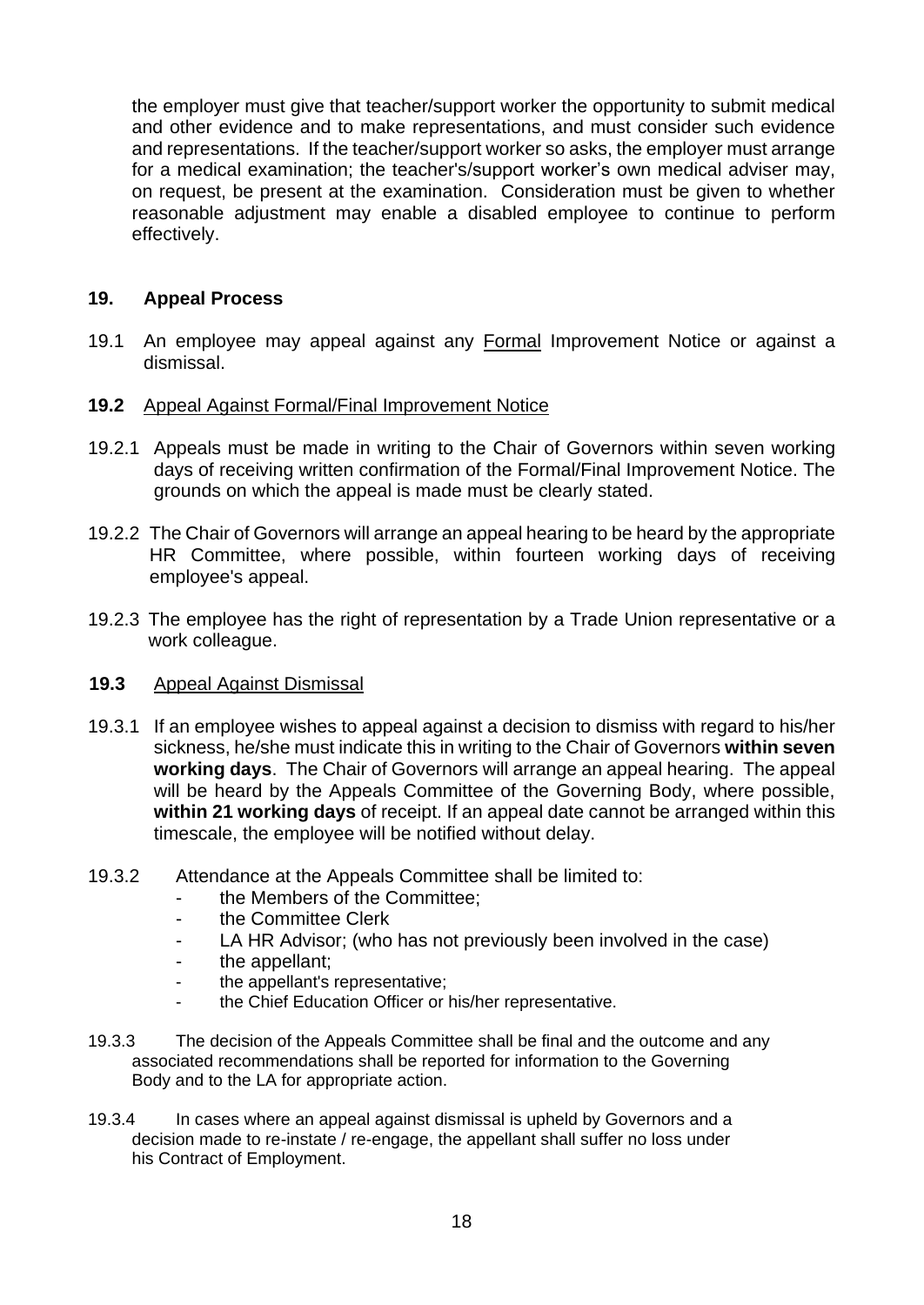the employer must give that teacher/support worker the opportunity to submit medical and other evidence and to make representations, and must consider such evidence and representations. If the teacher/support worker so asks, the employer must arrange for a medical examination; the teacher's/support worker's own medical adviser may, on request, be present at the examination. Consideration must be given to whether reasonable adjustment may enable a disabled employee to continue to perform effectively.

## 19. Appeal Process

19.1 An employee may appeal against any <u>Formal</u> Improvement Notice or against a dismissal.

**19.2** <u>Appeal Against Formal/Final Improvement Notice</u>

19.2.1 Appeals must be made in writing to the Chair of Governors within seven working days of receiving written confirmation of the Formal/Final Improvement Notice. The grounds on which the appeal is made must be clearly stated.

19.2.2 The Chair of Governors will arrange an appeal hearing to be heard by the appropriate HR Committee, where possible, within fourteen working days of receiving employee's appeal.

19.2.3 The employee has the right of representation by a Trade Union representative or a work colleague.

**19.3** <u>Appeal Against Dismissal</u>

19.3.1 If an employee wishes to appeal against a decision to dismiss with regard to his/her sickness, he/she must indicate this in writing to the Chair of Governors **within seven working days**. The Chair of Governors will arrange an appeal hearing. The appeal will be heard by the Appeals Committee of the Governing Body, where possible, **within 21 working days** of receipt. If an appeal date cannot be arranged within this timescale, the employee will be notified without delay.

19.3.2 Attendance at the Appeals Committee shall be limited to:

- the Members of the Committee;
- the Committee Clerk
- LA HR Advisor; (who has not previously been involved in the case)
- the appellant;
- the appellant's representative;
- the Chief Education Officer or his/her representative.

19.3.3 The decision of the Appeals Committee shall be final and the outcome and any associated recommendations shall be reported for information to the Governing Body and to the LA for appropriate action.

19.3.4 In cases where an appeal against dismissal is upheld by Governors and a decision made to re-instate / re-engage, the appellant shall suffer no loss under his Contract of Employment.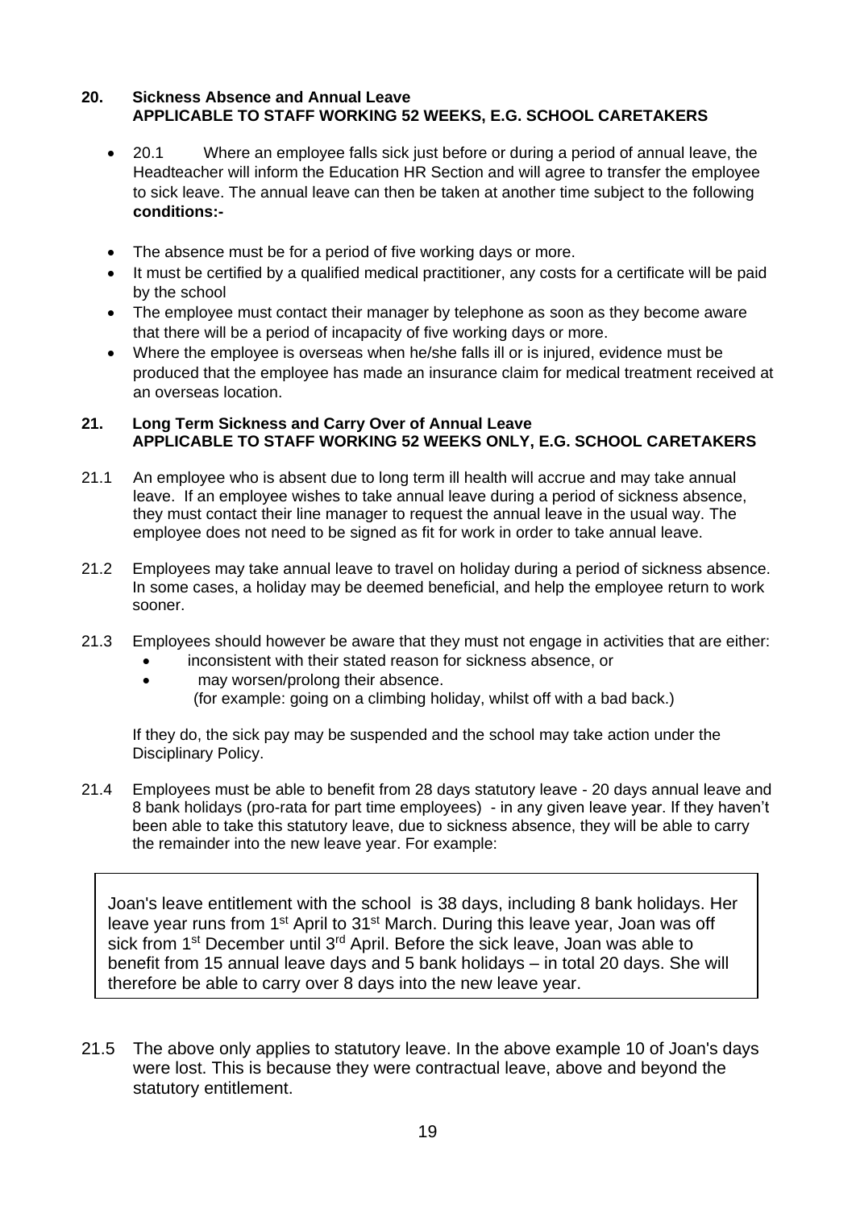## 20. Sickness Absence and Annual Leave
**APPLICABLE TO STAFF WORKING 52 WEEKS, E.G. SCHOOL CARETAKERS**

- 20.1 Where an employee falls sick just before or during a period of annual leave, the Headteacher will inform the Education HR Section and will agree to transfer the employee to sick leave. The annual leave can then be taken at another time subject to the following **conditions:-**

- The absence must be for a period of five working days or more.
- It must be certified by a qualified medical practitioner, any costs for a certificate will be paid by the school
- The employee must contact their manager by telephone as soon as they become aware that there will be a period of incapacity of five working days or more.
- Where the employee is overseas when he/she falls ill or is injured, evidence must be produced that the employee has made an insurance claim for medical treatment received at an overseas location.

## 21. Long Term Sickness and Carry Over of Annual Leave
**APPLICABLE TO STAFF WORKING 52 WEEKS ONLY, E.G. SCHOOL CARETAKERS**

21.1 An employee who is absent due to long term ill health will accrue and may take annual leave. If an employee wishes to take annual leave during a period of sickness absence, they must contact their line manager to request the annual leave in the usual way. The employee does not need to be signed as fit for work in order to take annual leave.

21.2 Employees may take annual leave to travel on holiday during a period of sickness absence. In some cases, a holiday may be deemed beneficial, and help the employee return to work sooner.

21.3 Employees should however be aware that they must not engage in activities that are either:

- inconsistent with their stated reason for sickness absence, or
- may worsen/prolong their absence.
  (for example: going on a climbing holiday, whilst off with a bad back.)

If they do, the sick pay may be suspended and the school may take action under the Disciplinary Policy.

21.4 Employees must be able to benefit from 28 days statutory leave - 20 days annual leave and 8 bank holidays (pro-rata for part time employees) - in any given leave year. If they haven't been able to take this statutory leave, due to sickness absence, they will be able to carry the remainder into the new leave year. For example:

> Joan's leave entitlement with the school is 38 days, including 8 bank holidays. Her leave year runs from 1st April to 31st March. During this leave year, Joan was off sick from 1st December until 3rd April. Before the sick leave, Joan was able to benefit from 15 annual leave days and 5 bank holidays – in total 20 days. She will therefore be able to carry over 8 days into the new leave year.

21.5 The above only applies to statutory leave. In the above example 10 of Joan's days were lost. This is because they were contractual leave, above and beyond the statutory entitlement.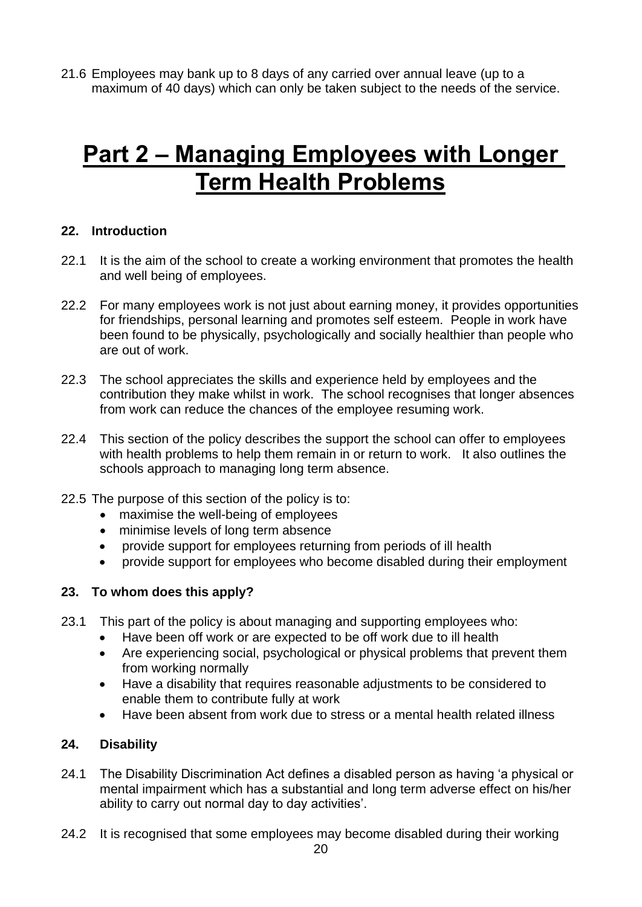21.6 Employees may bank up to 8 days of any carried over annual leave (up to a maximum of 40 days) which can only be taken subject to the needs of the service.

# Part 2 – Managing Employees with Longer Term Health Problems

## 22. Introduction

22.1 It is the aim of the school to create a working environment that promotes the health and well being of employees.

22.2 For many employees work is not just about earning money, it provides opportunities for friendships, personal learning and promotes self esteem. People in work have been found to be physically, psychologically and socially healthier than people who are out of work.

22.3 The school appreciates the skills and experience held by employees and the contribution they make whilst in work. The school recognises that longer absences from work can reduce the chances of the employee resuming work.

22.4 This section of the policy describes the support the school can offer to employees with health problems to help them remain in or return to work. It also outlines the schools approach to managing long term absence.

22.5 The purpose of this section of the policy is to:

- maximise the well-being of employees
- minimise levels of long term absence
- provide support for employees returning from periods of ill health
- provide support for employees who become disabled during their employment

## 23. To whom does this apply?

23.1 This part of the policy is about managing and supporting employees who:

- Have been off work or are expected to be off work due to ill health
- Are experiencing social, psychological or physical problems that prevent them from working normally
- Have a disability that requires reasonable adjustments to be considered to enable them to contribute fully at work
- Have been absent from work due to stress or a mental health related illness

## 24. Disability

24.1 The Disability Discrimination Act defines a disabled person as having 'a physical or mental impairment which has a substantial and long term adverse effect on his/her ability to carry out normal day to day activities'.

24.2 It is recognised that some employees may become disabled during their working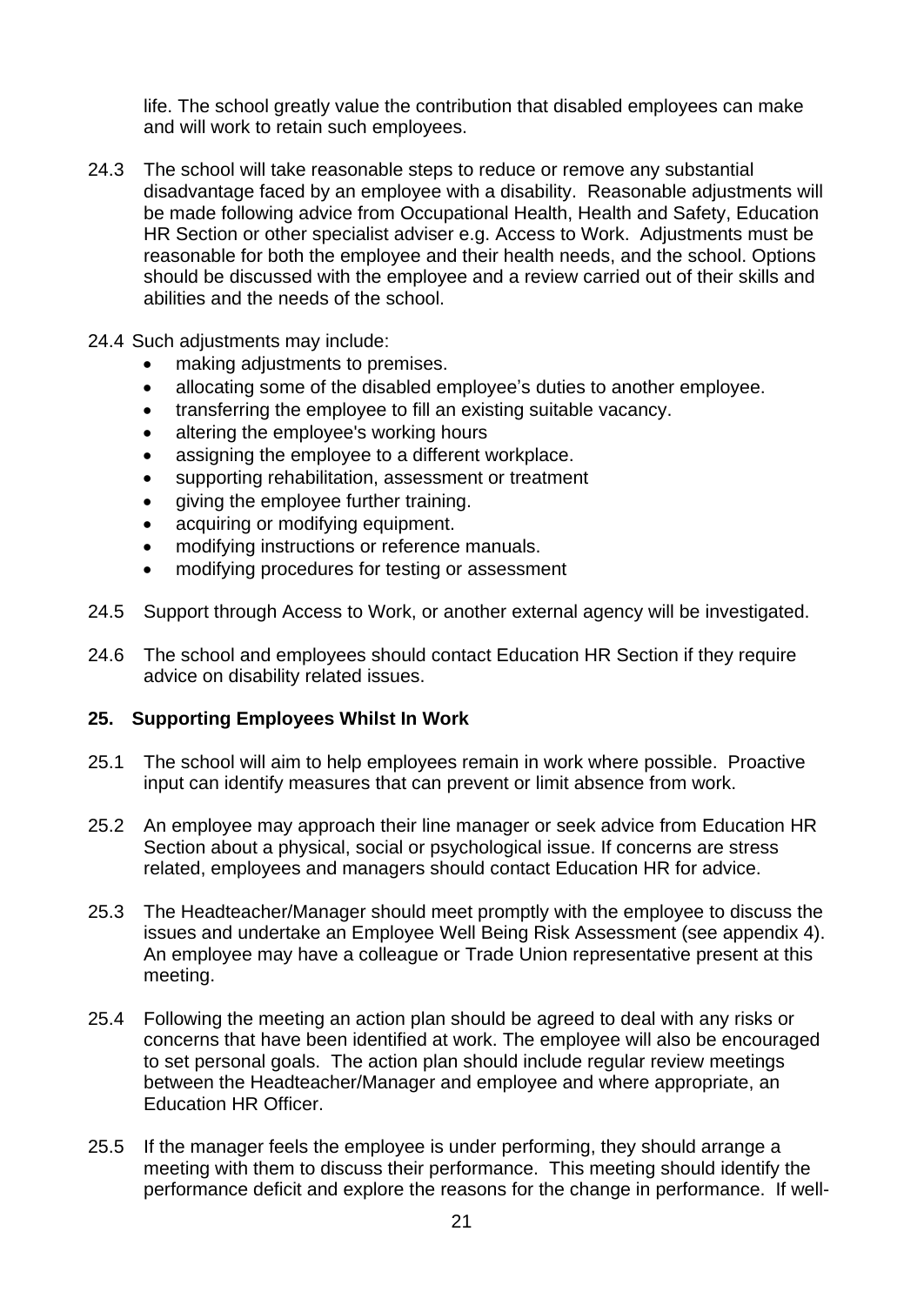life. The school greatly value the contribution that disabled employees can make and will work to retain such employees.

24.3 The school will take reasonable steps to reduce or remove any substantial disadvantage faced by an employee with a disability. Reasonable adjustments will be made following advice from Occupational Health, Health and Safety, Education HR Section or other specialist adviser e.g. Access to Work. Adjustments must be reasonable for both the employee and their health needs, and the school. Options should be discussed with the employee and a review carried out of their skills and abilities and the needs of the school.

24.4 Such adjustments may include:

- making adjustments to premises.
- allocating some of the disabled employee's duties to another employee.
- transferring the employee to fill an existing suitable vacancy.
- altering the employee's working hours
- assigning the employee to a different workplace.
- supporting rehabilitation, assessment or treatment
- giving the employee further training.
- acquiring or modifying equipment.
- modifying instructions or reference manuals.
- modifying procedures for testing or assessment

24.5 Support through Access to Work, or another external agency will be investigated.

24.6 The school and employees should contact Education HR Section if they require advice on disability related issues.

## 25. Supporting Employees Whilst In Work

25.1 The school will aim to help employees remain in work where possible. Proactive input can identify measures that can prevent or limit absence from work.

25.2 An employee may approach their line manager or seek advice from Education HR Section about a physical, social or psychological issue. If concerns are stress related, employees and managers should contact Education HR for advice.

25.3 The Headteacher/Manager should meet promptly with the employee to discuss the issues and undertake an Employee Well Being Risk Assessment (see appendix 4). An employee may have a colleague or Trade Union representative present at this meeting.

25.4 Following the meeting an action plan should be agreed to deal with any risks or concerns that have been identified at work. The employee will also be encouraged to set personal goals. The action plan should include regular review meetings between the Headteacher/Manager and employee and where appropriate, an Education HR Officer.

25.5 If the manager feels the employee is under performing, they should arrange a meeting with them to discuss their performance. This meeting should identify the performance deficit and explore the reasons for the change in performance. If well-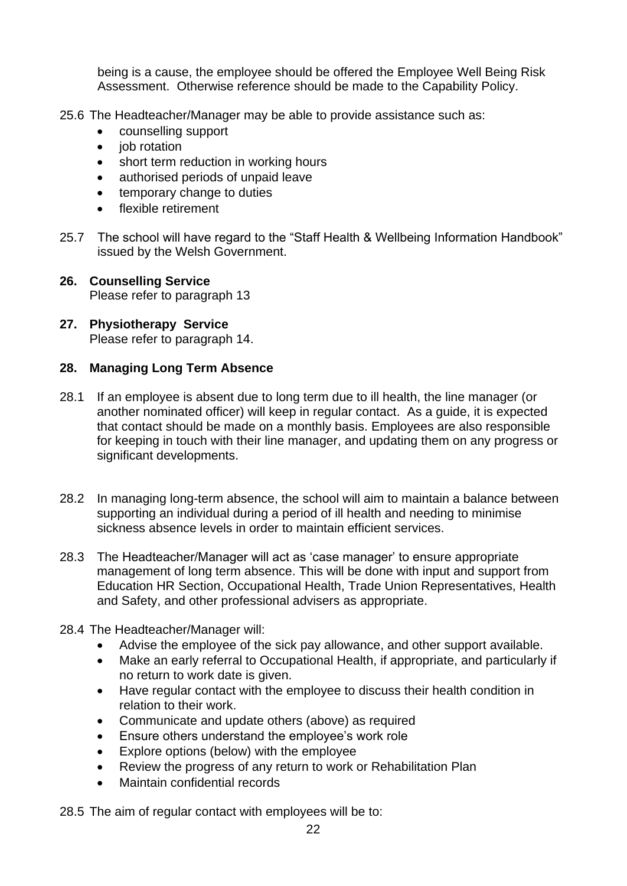being is a cause, the employee should be offered the Employee Well Being Risk Assessment. Otherwise reference should be made to the Capability Policy.

25.6 The Headteacher/Manager may be able to provide assistance such as:

- counselling support
- job rotation
- short term reduction in working hours
- authorised periods of unpaid leave
- temporary change to duties
- flexible retirement

25.7 The school will have regard to the "Staff Health & Wellbeing Information Handbook" issued by the Welsh Government.

**26. Counselling Service**
Please refer to paragraph 13

**27. Physiotherapy Service**
Please refer to paragraph 14.

**28. Managing Long Term Absence**

28.1 If an employee is absent due to long term due to ill health, the line manager (or another nominated officer) will keep in regular contact. As a guide, it is expected that contact should be made on a monthly basis. Employees are also responsible for keeping in touch with their line manager, and updating them on any progress or significant developments.

28.2 In managing long-term absence, the school will aim to maintain a balance between supporting an individual during a period of ill health and needing to minimise sickness absence levels in order to maintain efficient services.

28.3 The Headteacher/Manager will act as 'case manager' to ensure appropriate management of long term absence. This will be done with input and support from Education HR Section, Occupational Health, Trade Union Representatives, Health and Safety, and other professional advisers as appropriate.

28.4 The Headteacher/Manager will:

- Advise the employee of the sick pay allowance, and other support available.
- Make an early referral to Occupational Health, if appropriate, and particularly if no return to work date is given.
- Have regular contact with the employee to discuss their health condition in relation to their work.
- Communicate and update others (above) as required
- Ensure others understand the employee's work role
- Explore options (below) with the employee
- Review the progress of any return to work or Rehabilitation Plan
- Maintain confidential records

28.5 The aim of regular contact with employees will be to: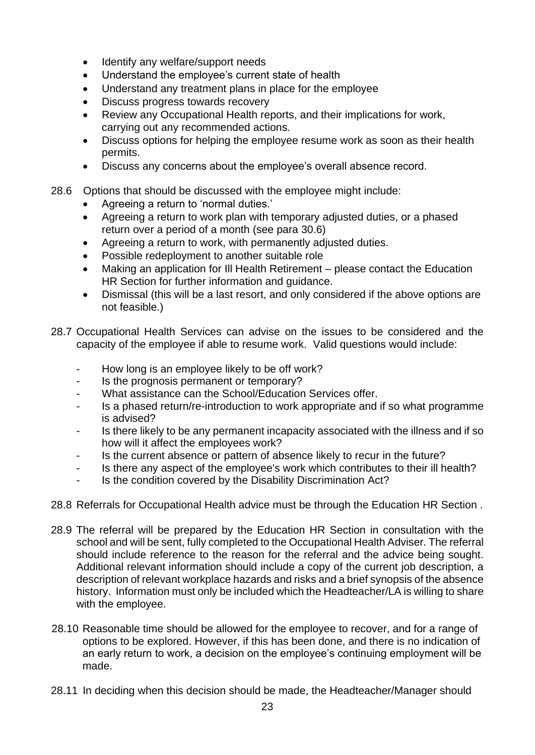- Identify any welfare/support needs
- Understand the employee's current state of health
- Understand any treatment plans in place for the employee
- Discuss progress towards recovery
- Review any Occupational Health reports, and their implications for work, carrying out any recommended actions.
- Discuss options for helping the employee resume work as soon as their health permits.
- Discuss any concerns about the employee's overall absence record.

28.6 Options that should be discussed with the employee might include:

- Agreeing a return to 'normal duties.'
- Agreeing a return to work plan with temporary adjusted duties, or a phased return over a period of a month (see para 30.6)
- Agreeing a return to work, with permanently adjusted duties.
- Possible redeployment to another suitable role
- Making an application for Ill Health Retirement – please contact the Education HR Section for further information and guidance.
- Dismissal (this will be a last resort, and only considered if the above options are not feasible.)

28.7 Occupational Health Services can advise on the issues to be considered and the capacity of the employee if able to resume work. Valid questions would include:

- How long is an employee likely to be off work?
- Is the prognosis permanent or temporary?
- What assistance can the School/Education Services offer.
- Is a phased return/re-introduction to work appropriate and if so what programme is advised?
- Is there likely to be any permanent incapacity associated with the illness and if so how will it affect the employees work?
- Is the current absence or pattern of absence likely to recur in the future?
- Is there any aspect of the employee's work which contributes to their ill health?
- Is the condition covered by the Disability Discrimination Act?

28.8 Referrals for Occupational Health advice must be through the Education HR Section .

28.9 The referral will be prepared by the Education HR Section in consultation with the school and will be sent, fully completed to the Occupational Health Adviser. The referral should include reference to the reason for the referral and the advice being sought. Additional relevant information should include a copy of the current job description, a description of relevant workplace hazards and risks and a brief synopsis of the absence history. Information must only be included which the Headteacher/LA is willing to share with the employee.

28.10 Reasonable time should be allowed for the employee to recover, and for a range of options to be explored. However, if this has been done, and there is no indication of an early return to work, a decision on the employee's continuing employment will be made.

28.11 In deciding when this decision should be made, the Headteacher/Manager should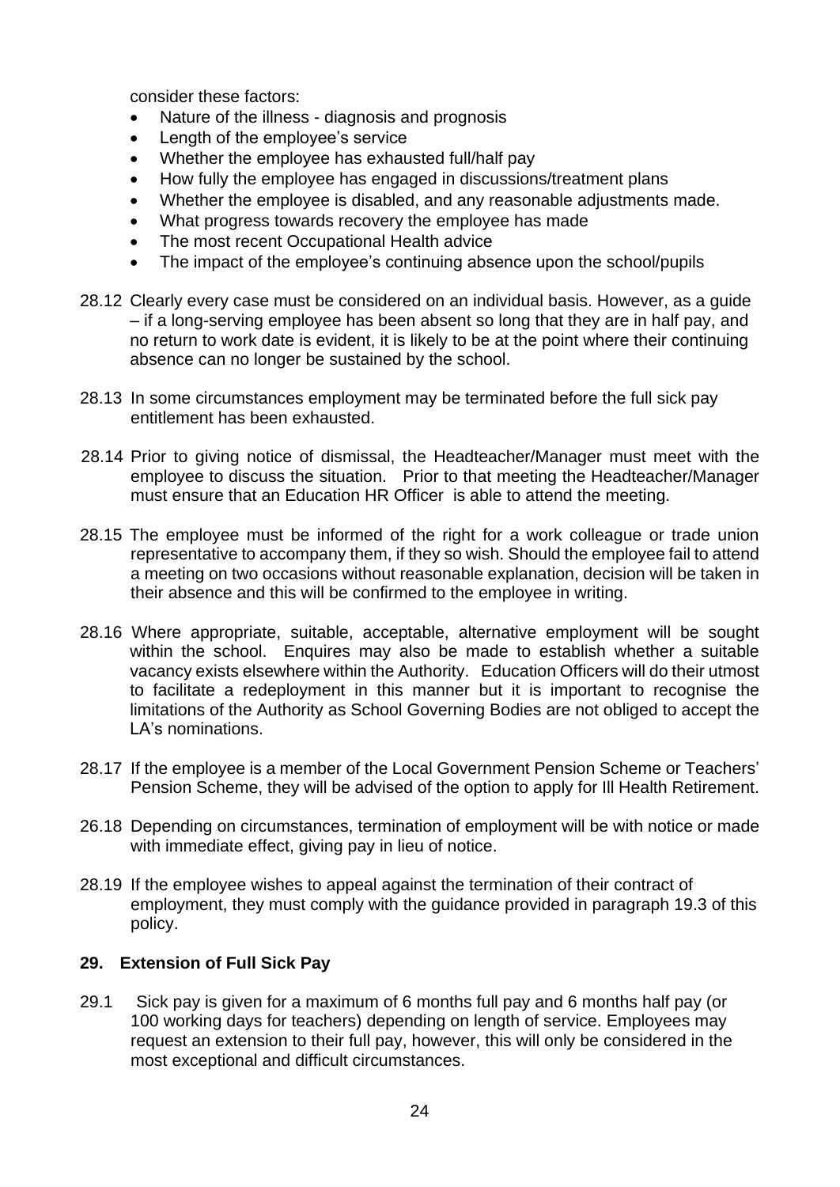consider these factors:

- Nature of the illness - diagnosis and prognosis
- Length of the employee's service
- Whether the employee has exhausted full/half pay
- How fully the employee has engaged in discussions/treatment plans
- Whether the employee is disabled, and any reasonable adjustments made.
- What progress towards recovery the employee has made
- The most recent Occupational Health advice
- The impact of the employee's continuing absence upon the school/pupils

28.12 Clearly every case must be considered on an individual basis. However, as a guide – if a long-serving employee has been absent so long that they are in half pay, and no return to work date is evident, it is likely to be at the point where their continuing absence can no longer be sustained by the school.

28.13 In some circumstances employment may be terminated before the full sick pay entitlement has been exhausted.

28.14 Prior to giving notice of dismissal, the Headteacher/Manager must meet with the employee to discuss the situation. Prior to that meeting the Headteacher/Manager must ensure that an Education HR Officer is able to attend the meeting.

28.15 The employee must be informed of the right for a work colleague or trade union representative to accompany them, if they so wish. Should the employee fail to attend a meeting on two occasions without reasonable explanation, decision will be taken in their absence and this will be confirmed to the employee in writing.

28.16 Where appropriate, suitable, acceptable, alternative employment will be sought within the school. Enquires may also be made to establish whether a suitable vacancy exists elsewhere within the Authority. Education Officers will do their utmost to facilitate a redeployment in this manner but it is important to recognise the limitations of the Authority as School Governing Bodies are not obliged to accept the LA's nominations.

28.17 If the employee is a member of the Local Government Pension Scheme or Teachers' Pension Scheme, they will be advised of the option to apply for Ill Health Retirement.

26.18 Depending on circumstances, termination of employment will be with notice or made with immediate effect, giving pay in lieu of notice.

28.19 If the employee wishes to appeal against the termination of their contract of employment, they must comply with the guidance provided in paragraph 19.3 of this policy.

## 29. Extension of Full Sick Pay

29.1 Sick pay is given for a maximum of 6 months full pay and 6 months half pay (or 100 working days for teachers) depending on length of service. Employees may request an extension to their full pay, however, this will only be considered in the most exceptional and difficult circumstances.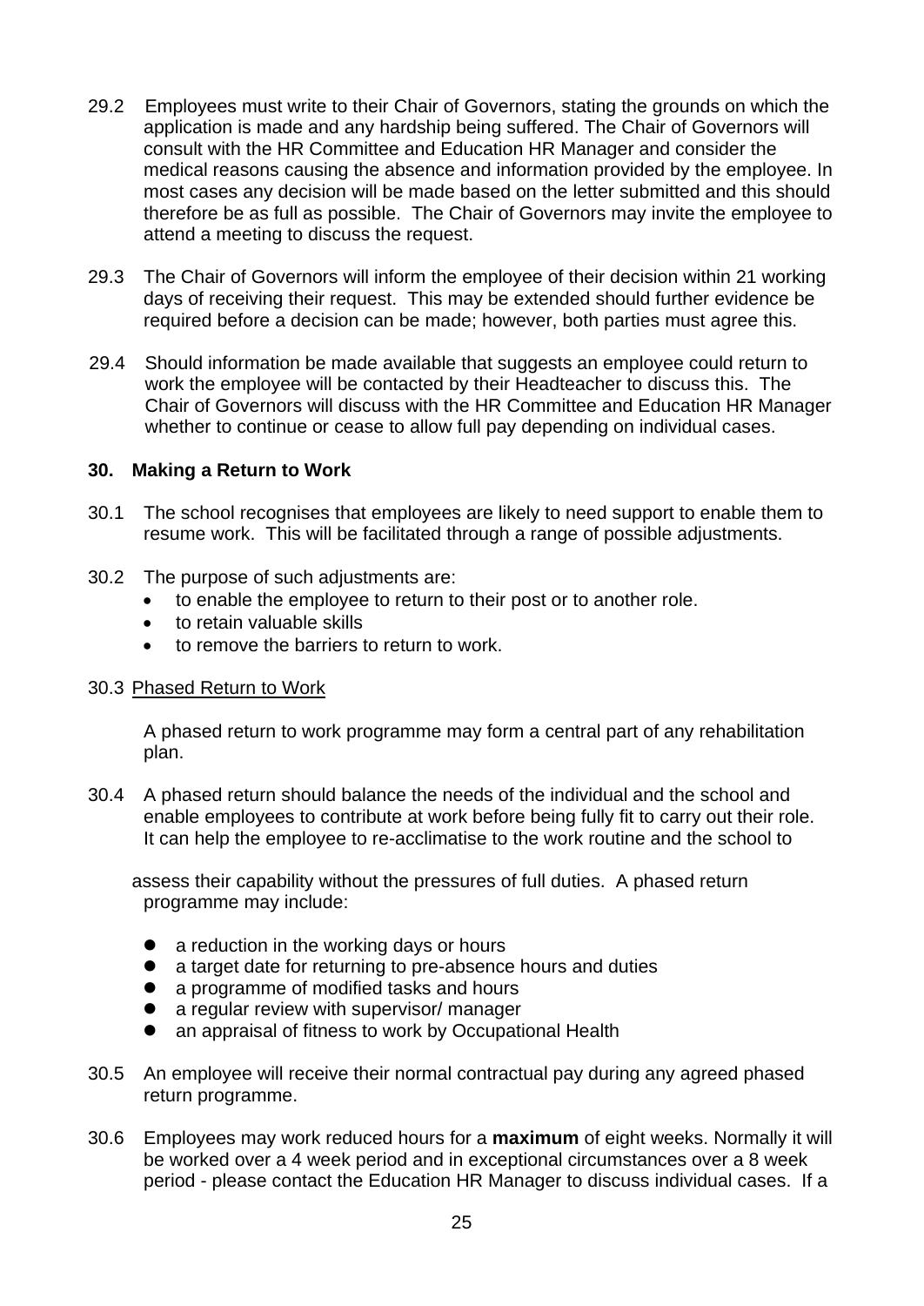29.2 Employees must write to their Chair of Governors, stating the grounds on which the application is made and any hardship being suffered. The Chair of Governors will consult with the HR Committee and Education HR Manager and consider the medical reasons causing the absence and information provided by the employee. In most cases any decision will be made based on the letter submitted and this should therefore be as full as possible. The Chair of Governors may invite the employee to attend a meeting to discuss the request.

29.3 The Chair of Governors will inform the employee of their decision within 21 working days of receiving their request. This may be extended should further evidence be required before a decision can be made; however, both parties must agree this.

29.4 Should information be made available that suggests an employee could return to work the employee will be contacted by their Headteacher to discuss this. The Chair of Governors will discuss with the HR Committee and Education HR Manager whether to continue or cease to allow full pay depending on individual cases.

## 30. Making a Return to Work

30.1 The school recognises that employees are likely to need support to enable them to resume work. This will be facilitated through a range of possible adjustments.

30.2 The purpose of such adjustments are:

- to enable the employee to return to their post or to another role.
- to retain valuable skills
- to remove the barriers to return to work.

30.3 Phased Return to Work

A phased return to work programme may form a central part of any rehabilitation plan.

30.4 A phased return should balance the needs of the individual and the school and enable employees to contribute at work before being fully fit to carry out their role. It can help the employee to re-acclimatise to the work routine and the school to assess their capability without the pressures of full duties. A phased return programme may include:

- a reduction in the working days or hours
- a target date for returning to pre-absence hours and duties
- a programme of modified tasks and hours
- a regular review with supervisor/ manager
- an appraisal of fitness to work by Occupational Health

30.5 An employee will receive their normal contractual pay during any agreed phased return programme.

30.6 Employees may work reduced hours for a **maximum** of eight weeks. Normally it will be worked over a 4 week period and in exceptional circumstances over a 8 week period - please contact the Education HR Manager to discuss individual cases. If a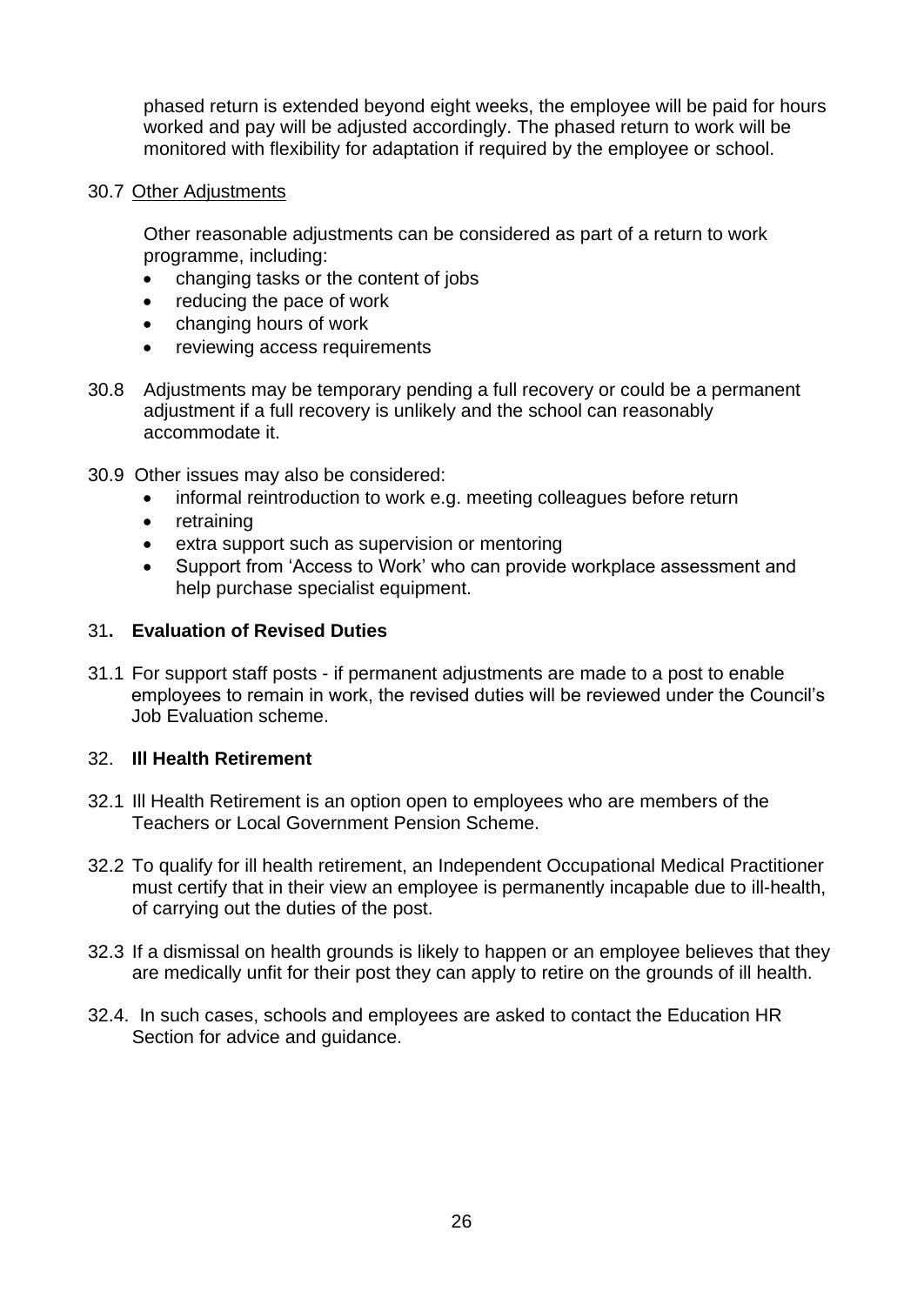phased return is extended beyond eight weeks, the employee will be paid for hours worked and pay will be adjusted accordingly. The phased return to work will be monitored with flexibility for adaptation if required by the employee or school.

30.7 Other Adjustments

Other reasonable adjustments can be considered as part of a return to work programme, including:

- changing tasks or the content of jobs
- reducing the pace of work
- changing hours of work
- reviewing access requirements

30.8 Adjustments may be temporary pending a full recovery or could be a permanent adjustment if a full recovery is unlikely and the school can reasonably accommodate it.

30.9 Other issues may also be considered:

- informal reintroduction to work e.g. meeting colleagues before return
- retraining
- extra support such as supervision or mentoring
- Support from 'Access to Work' who can provide workplace assessment and help purchase specialist equipment.

## 31. Evaluation of Revised Duties

31.1 For support staff posts - if permanent adjustments are made to a post to enable employees to remain in work, the revised duties will be reviewed under the Council's Job Evaluation scheme.

## 32. Ill Health Retirement

32.1 Ill Health Retirement is an option open to employees who are members of the Teachers or Local Government Pension Scheme.

32.2 To qualify for ill health retirement, an Independent Occupational Medical Practitioner must certify that in their view an employee is permanently incapable due to ill-health, of carrying out the duties of the post.

32.3 If a dismissal on health grounds is likely to happen or an employee believes that they are medically unfit for their post they can apply to retire on the grounds of ill health.

32.4. In such cases, schools and employees are asked to contact the Education HR Section for advice and guidance.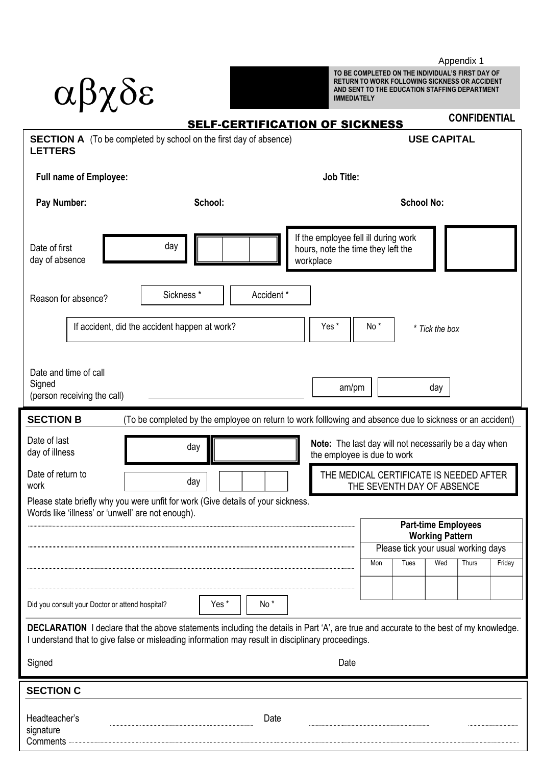Appendix 1

αβχδε

**TO BE COMPLETED ON THE INDIVIDUAL'S FIRST DAY OF RETURN TO WORK FOLLOWING SICKNESS OR ACCIDENT AND SENT TO THE EDUCATION STAFFING DEPARTMENT IMMEDIATELY**

**CONFIDENTIAL**

## SELF-CERTIFICATION OF SICKNESS

**SECTION A** (To be completed by school on the first day of absence) **USE CAPITAL LETTERS**

**Full name of Employee:** **Job Title:**

**Pay Number:** **School:** **School No:**

Date of first day of absence | day | | | |

If the employee fell ill during work hours, note the time they left the workplace | |

Reason for absence? | Sickness * | Accident * |

If accident, did the accident happen at work? | Yes * | No * | *\* Tick the box*

Date and time of call
Signed
(person receiving the call) ______________________ | am/pm | day |

**SECTION B** (To be completed by the employee on return to work folllowing and absence due to sickness or an accident)

Date of last day of illness | day | |

**Note:** The last day will not necessarily be a day when the employee is due to work

Date of return to work | day | | | |

THE MEDICAL CERTIFICATE IS NEEDED AFTER THE SEVENTH DAY OF ABSENCE

Please state briefly why you were unfit for work (Give details of your sickness. Words like 'illness' or 'unwell' are not enough).

..............................................................................................................

..............................................................................................................

..............................................................................................................

..............................................................................................................

| **Part-time Employees Working Pattern** | | | | |
|---|---|---|---|---|
| Please tick your usual working days | | | | |
| Mon | Tues | Wed | Thurs | Friday |
| | | | | |

Did you consult your Doctor or attend hospital? | Yes * | No * |

**DECLARATION** I declare that the above statements including the details in Part 'A', are true and accurate to the best of my knowledge. I understand that to give false or misleading information may result in disciplinary proceedings.

Signed Date

**SECTION C**

Headteacher's signature .................................... Date .................................... ..........

Comments ..............................................................................................................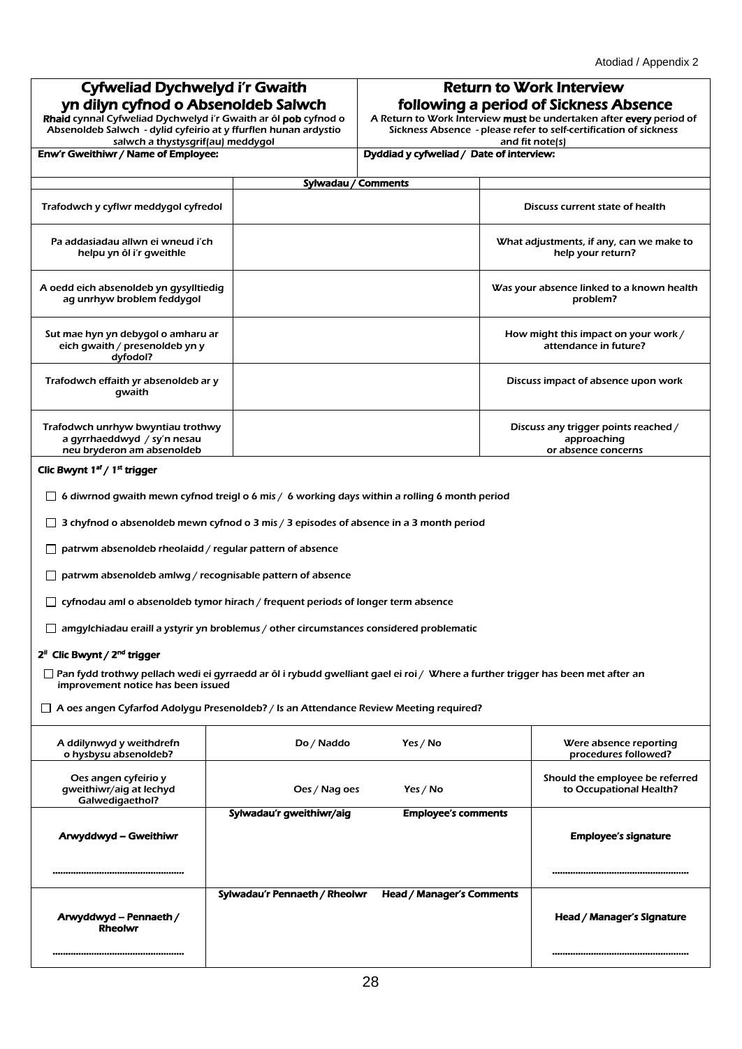Atodiad / Appendix 2

| **Cyfweliad Dychwelyd i'r Gwaith yn dilyn cyfnod o Absenoldeb Salwch** | **Return to Work Interview following a period of Sickness Absence** |
|---|---|
| **Rhaid** cynnal Cyfweliad Dychwelyd i'r Gwaith ar ôl **pob** cyfnod o Absenoldeb Salwch - dylid cyfeirio at y ffurflen hunan ardystio salwch a thystysgrif(au) meddygol | A Return to Work Interview **must** be undertaken after **every** period of Sickness Absence - please refer to self-certification of sickness and fit note(s) |
| **Enw'r Gweithiwr / Name of Employee:** | **Dyddiad y cyfweliad / Date of interview:** |

| | **Sylwadau / Comments** | |
|---|---|---|
| Trafodwch y cyflwr meddygol cyfredol | | Discuss current state of health |
| Pa addasiadau allwn ei wneud i'ch helpu yn ôl i'r gweithle | | What adjustments, if any, can we make to help your return? |
| A oedd eich absenoldeb yn gysylltiedig ag unrhyw broblem feddygol | | Was your absence linked to a known health problem? |
| Sut mae hyn yn debygol o amharu ar eich gwaith / presenoldeb yn y dyfodol? | | How might this impact on your work / attendance in future? |
| Trafodwch effaith yr absenoldeb ar y gwaith | | Discuss impact of absence upon work |
| Trafodwch unrhyw bwyntiau trothwy a gyrrhaeddwyd / sy'n nesau neu bryderon am absenoldeb | | Discuss any trigger points reached / approaching or absence concerns |

**Clic Bwynt 1af / 1st trigger**

- ☐ 6 diwrnod gwaith mewn cyfnod treigl o 6 mis / 6 working days within a rolling 6 month period
- ☐ 3 chyfnod o absenoldeb mewn cyfnod o 3 mis / 3 episodes of absence in a 3 month period
- ☐ patrwm absenoldeb rheolaidd / regular pattern of absence
- ☐ patrwm absenoldeb amlwg / recognisable pattern of absence
- ☐ cyfnodau aml o absenoldeb tymor hirach / frequent periods of longer term absence
- ☐ amgylchiadau eraill a ystyrir yn broblemus / other circumstances considered problematic

**2il Clic Bwynt / 2nd trigger**

- ☐ Pan fydd trothwy pellach wedi ei gyrraedd ar ôl i rybudd gwelliant gael ei roi / Where a further trigger has been met after an improvement notice has been issued
- ☐ A oes angen Cyfarfod Adolygu Presenoldeb? / Is an Attendance Review Meeting required?

| | | |
|---|---|---|
| A ddilynwyd y weithdrefn o hysbysu absenoldeb? | Do / Naddo Yes / No | Were absence reporting procedures followed? |
| Oes angen cyfeirio y gweithiwr/aig at Iechyd Galwedigaethol? | Oes / Nag oes Yes / No | Should the employee be referred to Occupational Health? |
| **Arwyddwyd – Gweithiwr** ................................................ | **Sylwadau'r gweithiwr/aig Employee's comments** | **Employee's signature** ................................................ |
| **Arwyddwyd – Pennaeth / Rheolwr** ................................................ | **Sylwadau'r Pennaeth / Rheolwr Head / Manager's Comments** | **Head / Manager's Signature** ................................................ |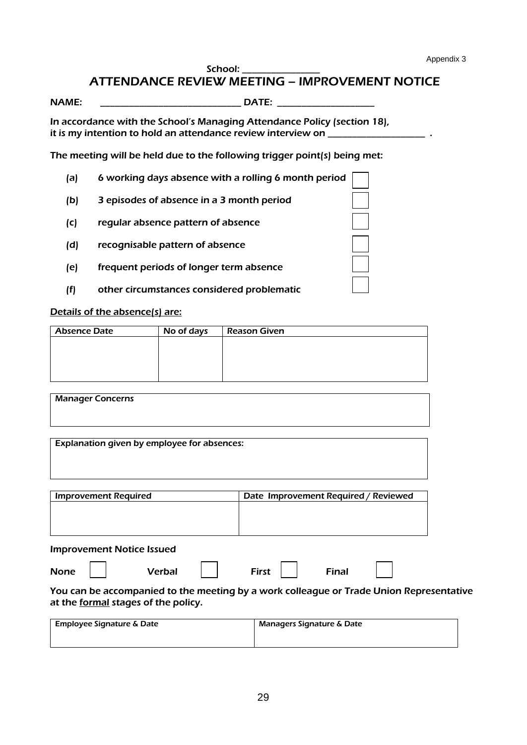Appendix 3

School: ________________

# ATTENDANCE REVIEW MEETING – IMPROVEMENT NOTICE

NAME: ______________________________ DATE: ____________________

In accordance with the School's Managing Attendance Policy (section 18), it is my intention to hold an attendance review interview on ____________________ .

The meeting will be held due to the following trigger point(s) being met:

(a) 6 working days absence with a rolling 6 month period ☐

(b) 3 episodes of absence in a 3 month period ☐

(c) regular absence pattern of absence ☐

(d) recognisable pattern of absence ☐

(e) frequent periods of longer term absence ☐

(f) other circumstances considered problematic ☐

<u>Details of the absence(s) are:</u>

| Absence Date | No of days | Reason Given |
|---|---|---|
| | | |

| Manager Concerns |
|---|
| |

| Explanation given by employee for absences: |
|---|
| |

| Improvement Required | Date Improvement Required / Reviewed |
|---|---|
| | |

Improvement Notice Issued

None ☐ Verbal ☐ First ☐ Final ☐

You can be accompanied to the meeting by a work colleague or Trade Union Representative at the <u>formal</u> stages of the policy.

| Employee Signature & Date | Managers Signature & Date |
|---|---|
| | |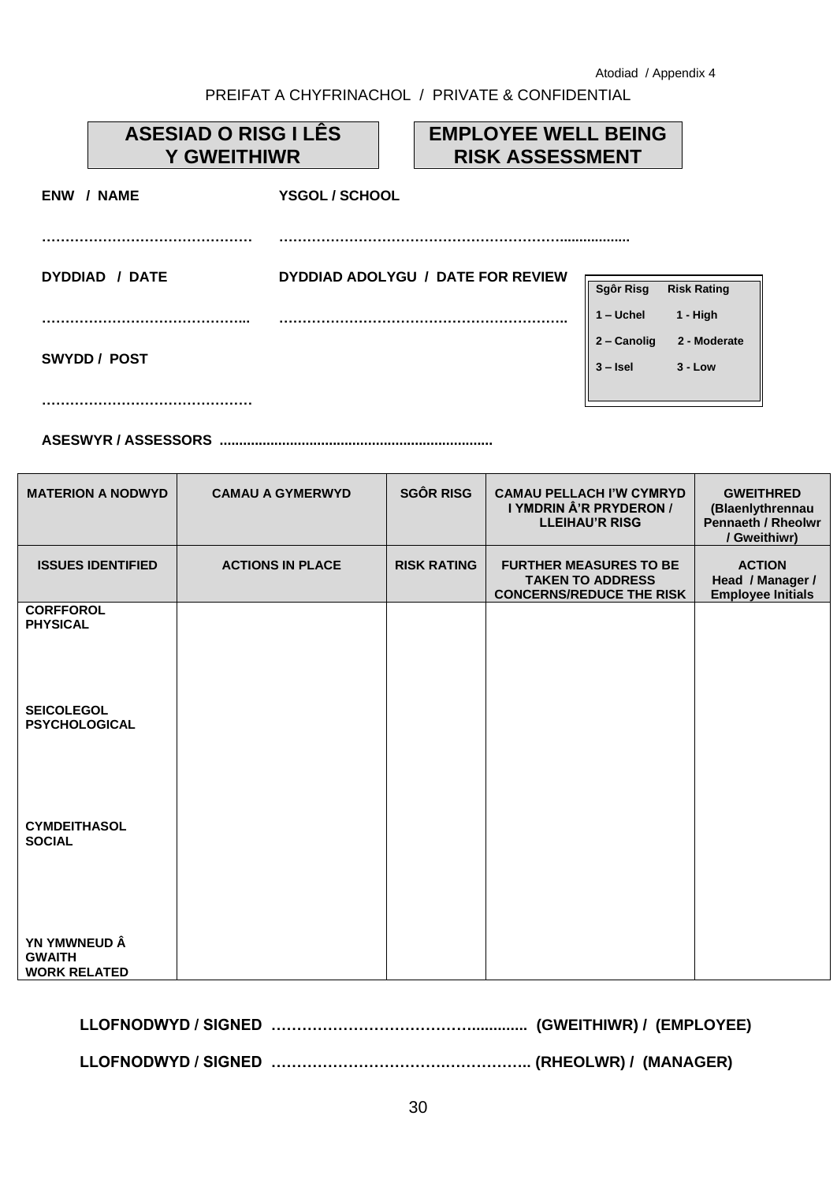Atodiad / Appendix 4

PREIFAT A CHYFRINACHOL / PRIVATE & CONFIDENTIAL

# ASESIAD O RISG I LÊS Y GWEITHIWR

# EMPLOYEE WELL BEING RISK ASSESSMENT

**ENW / NAME** ………………………………………

**YSGOL / SCHOOL** ……………………………………………………….................

**DYDDIAD / DATE** ……………………………………...

**DYDDIAD ADOLYGU / DATE FOR REVIEW** …………………………………………………….

**SWYDD / POST** ………………………………………

| Sgôr Risg | Risk Rating |
|---|---|
| 1 – Uchel | 1 - High |
| 2 – Canolig | 2 - Moderate |
| 3 – Isel | 3 - Low |

**ASESWYR / ASSESSORS** ....................................................................

| MATERION A NODWYD | CAMAU A GYMERWYD | SGÔR RISG | CAMAU PELLACH I'W CYMRYD I YMDRIN Â'R PRYDERON / LLEIHAU'R RISG | GWEITHRED (Blaenlythrennau Pennaeth / Rheolwr / Gweithiwr) |
|---|---|---|---|---|
| **ISSUES IDENTIFIED** | **ACTIONS IN PLACE** | **RISK RATING** | **FURTHER MEASURES TO BE TAKEN TO ADDRESS CONCERNS/REDUCE THE RISK** | **ACTION Head / Manager / Employee Initials** |
| **CORFFOROL PHYSICAL** | | | | |
| **SEICOLEGOL PSYCHOLOGICAL** | | | | |
| **CYMDEITHASOL SOCIAL** | | | | |
| **YN YMWNEUD Â GWAITH WORK RELATED** | | | | |

**LLOFNODWYD / SIGNED** …………………………………….......... **(GWEITHIWR) / (EMPLOYEE)**

**LLOFNODWYD / SIGNED** ………………………………………….. **(RHEOLWR) / (MANAGER)**